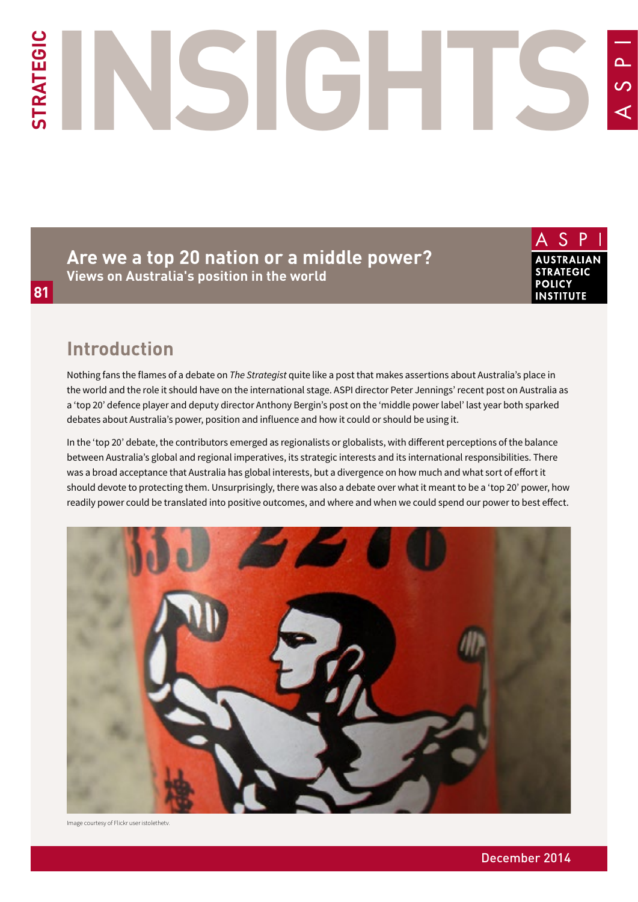# STRATEGIC INSIGHTS

81

## Are we a top 20 nation or a middle power?

### Views on Australia's position in the world

## Introduction

Nothing fans the flames of a debate on *The Strategist* quite like a post that makes assertions about Australia's place in the world and the role it should have on the international stage. ASPI director Peter Jennings' recent post on Australia as a 'top 20' defence player and deputy director Anthony Bergin's post on the 'middle power label' last year both sparked debates about Australia's power, position and influence and how it could or should be using it.

In the 'top 20' debate, the contributors emerged as regionalists or globalists, with different perceptions of the balance between Australia's global and regional imperatives, its strategic interests and its international responsibilities. There was a broad acceptance that Australia has global interests, but a divergence on how much and what sort of effort it should devote to protecting them. Unsurprisingly, there was also a debate over what it meant to be a 'top 20' power, how readily power could be translated into positive outcomes, and where and when we could spend our power to best effect.

Image courtesy of Flickr user istolethetv.

December 2014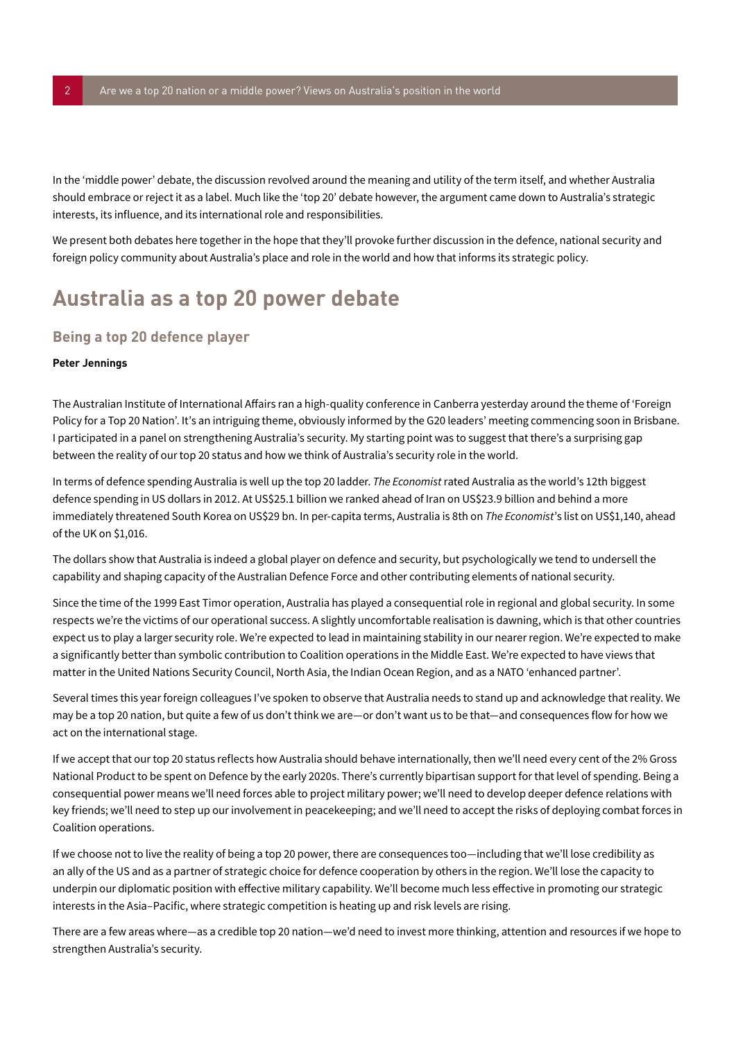In the 'middle power' debate, the discussion revolved around the meaning and utility of the term itself, and whether Australia should embrace or reject it as a label. Much like the 'top 20' debate however, the argument came down to Australia's strategic interests, its influence, and its international role and responsibilities.

We present both debates here together in the hope that they'll provoke further discussion in the defence, national security and foreign policy community about Australia's place and role in the world and how that informs its strategic policy.

# Australia as a top 20 power debate

## Being a top 20 defence player

**Peter Jennings**

The Australian Institute of International Affairs ran a high-quality conference in Canberra yesterday around the theme of 'Foreign Policy for a Top 20 Nation'. It's an intriguing theme, obviously informed by the G20 leaders' meeting commencing soon in Brisbane. I participated in a panel on strengthening Australia's security. My starting point was to suggest that there's a surprising gap between the reality of our top 20 status and how we think of Australia's security role in the world.

In terms of defence spending Australia is well up the top 20 ladder. *The Economist* rated Australia as the world's 12th biggest defence spending in US dollars in 2012. At US$25.1 billion we ranked ahead of Iran on US$23.9 billion and behind a more immediately threatened South Korea on US$29 bn. In per-capita terms, Australia is 8th on *The Economist*'s list on US$1,140, ahead of the UK on $1,016.

The dollars show that Australia is indeed a global player on defence and security, but psychologically we tend to undersell the capability and shaping capacity of the Australian Defence Force and other contributing elements of national security.

Since the time of the 1999 East Timor operation, Australia has played a consequential role in regional and global security. In some respects we're the victims of our operational success. A slightly uncomfortable realisation is dawning, which is that other countries expect us to play a larger security role. We're expected to lead in maintaining stability in our nearer region. We're expected to make a significantly better than symbolic contribution to Coalition operations in the Middle East. We're expected to have views that matter in the United Nations Security Council, North Asia, the Indian Ocean Region, and as a NATO 'enhanced partner'.

Several times this year foreign colleagues I've spoken to observe that Australia needs to stand up and acknowledge that reality. We may be a top 20 nation, but quite a few of us don't think we are—or don't want us to be that—and consequences flow for how we act on the international stage.

If we accept that our top 20 status reflects how Australia should behave internationally, then we'll need every cent of the 2% Gross National Product to be spent on Defence by the early 2020s. There's currently bipartisan support for that level of spending. Being a consequential power means we'll need forces able to project military power; we'll need to develop deeper defence relations with key friends; we'll need to step up our involvement in peacekeeping; and we'll need to accept the risks of deploying combat forces in Coalition operations.

If we choose not to live the reality of being a top 20 power, there are consequences too—including that we'll lose credibility as an ally of the US and as a partner of strategic choice for defence cooperation by others in the region. We'll lose the capacity to underpin our diplomatic position with effective military capability. We'll become much less effective in promoting our strategic interests in the Asia–Pacific, where strategic competition is heating up and risk levels are rising.

There are a few areas where—as a credible top 20 nation—we'd need to invest more thinking, attention and resources if we hope to strengthen Australia's security.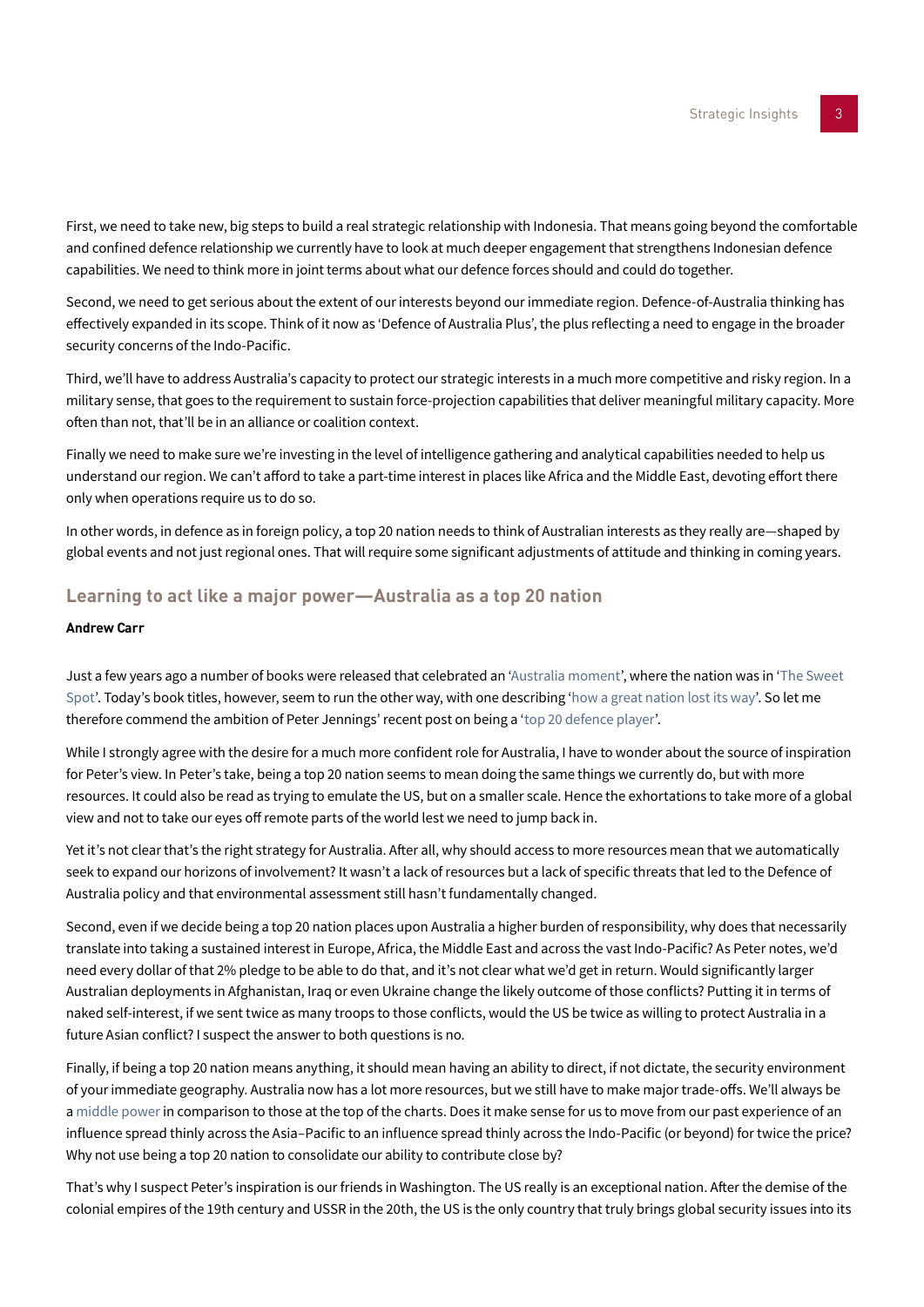First, we need to take new, big steps to build a real strategic relationship with Indonesia. That means going beyond the comfortable and confined defence relationship we currently have to look at much deeper engagement that strengthens Indonesian defence capabilities. We need to think more in joint terms about what our defence forces should and could do together.

Second, we need to get serious about the extent of our interests beyond our immediate region. Defence-of-Australia thinking has effectively expanded in its scope. Think of it now as 'Defence of Australia Plus', the plus reflecting a need to engage in the broader security concerns of the Indo-Pacific.

Third, we'll have to address Australia's capacity to protect our strategic interests in a much more competitive and risky region. In a military sense, that goes to the requirement to sustain force-projection capabilities that deliver meaningful military capacity. More often than not, that'll be in an alliance or coalition context.

Finally we need to make sure we're investing in the level of intelligence gathering and analytical capabilities needed to help us understand our region. We can't afford to take a part-time interest in places like Africa and the Middle East, devoting effort there only when operations require us to do so.

In other words, in defence as in foreign policy, a top 20 nation needs to think of Australian interests as they really are—shaped by global events and not just regional ones. That will require some significant adjustments of attitude and thinking in coming years.

## Learning to act like a major power—Australia as a top 20 nation

**Andrew Carr**

Just a few years ago a number of books were released that celebrated an 'Australia moment', where the nation was in 'The Sweet Spot'. Today's book titles, however, seem to run the other way, with one describing 'how a great nation lost its way'. So let me therefore commend the ambition of Peter Jennings' recent post on being a 'top 20 defence player'.

While I strongly agree with the desire for a much more confident role for Australia, I have to wonder about the source of inspiration for Peter's view. In Peter's take, being a top 20 nation seems to mean doing the same things we currently do, but with more resources. It could also be read as trying to emulate the US, but on a smaller scale. Hence the exhortations to take more of a global view and not to take our eyes off remote parts of the world lest we need to jump back in.

Yet it's not clear that's the right strategy for Australia. After all, why should access to more resources mean that we automatically seek to expand our horizons of involvement? It wasn't a lack of resources but a lack of specific threats that led to the Defence of Australia policy and that environmental assessment still hasn't fundamentally changed.

Second, even if we decide being a top 20 nation places upon Australia a higher burden of responsibility, why does that necessarily translate into taking a sustained interest in Europe, Africa, the Middle East and across the vast Indo-Pacific? As Peter notes, we'd need every dollar of that 2% pledge to be able to do that, and it's not clear what we'd get in return. Would significantly larger Australian deployments in Afghanistan, Iraq or even Ukraine change the likely outcome of those conflicts? Putting it in terms of naked self-interest, if we sent twice as many troops to those conflicts, would the US be twice as willing to protect Australia in a future Asian conflict? I suspect the answer to both questions is no.

Finally, if being a top 20 nation means anything, it should mean having an ability to direct, if not dictate, the security environment of your immediate geography. Australia now has a lot more resources, but we still have to make major trade-offs. We'll always be a middle power in comparison to those at the top of the charts. Does it make sense for us to move from our past experience of an influence spread thinly across the Asia–Pacific to an influence spread thinly across the Indo-Pacific (or beyond) for twice the price? Why not use being a top 20 nation to consolidate our ability to contribute close by?

That's why I suspect Peter's inspiration is our friends in Washington. The US really is an exceptional nation. After the demise of the colonial empires of the 19th century and USSR in the 20th, the US is the only country that truly brings global security issues into its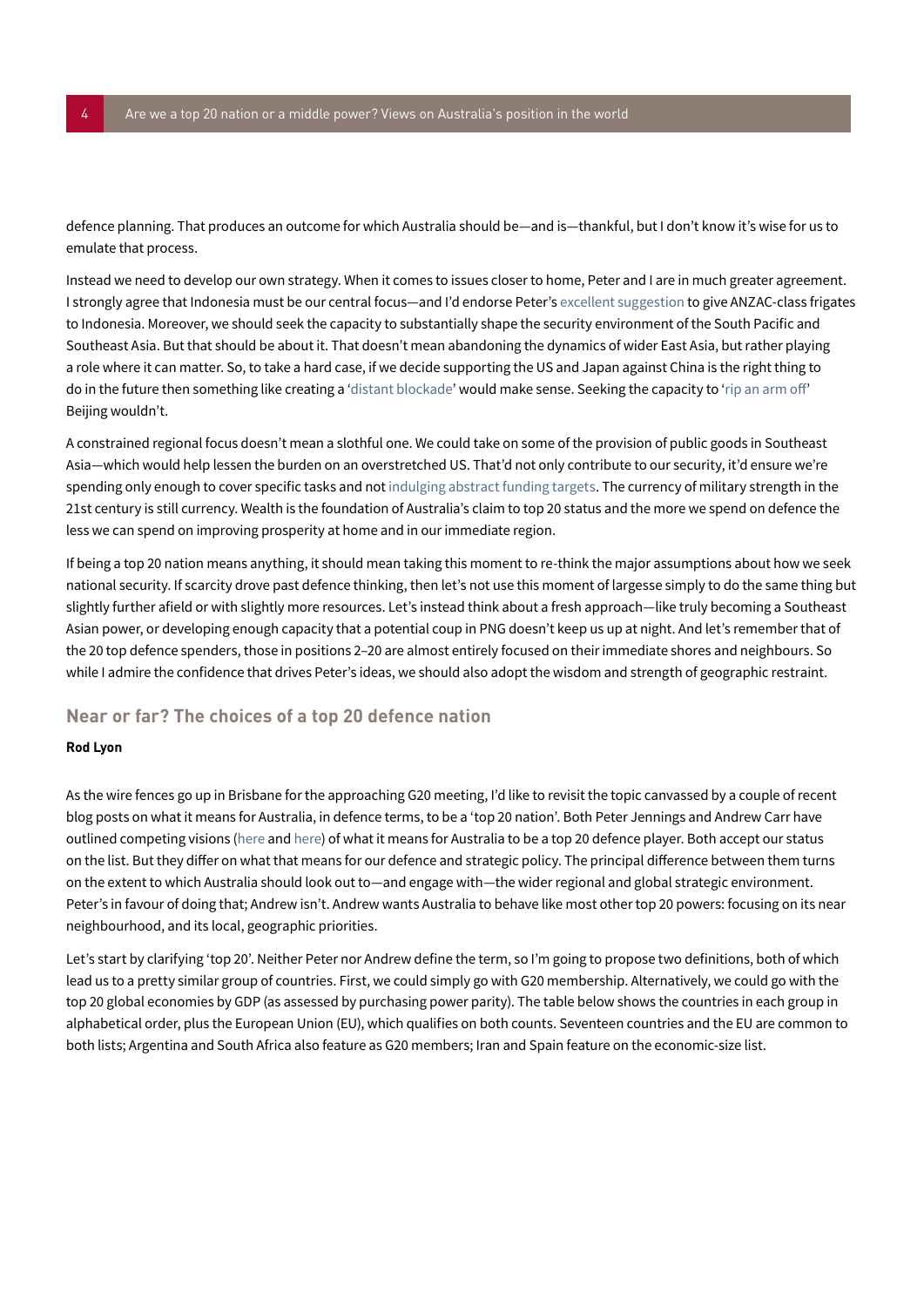defence planning. That produces an outcome for which Australia should be—and is—thankful, but I don't know it's wise for us to emulate that process.

Instead we need to develop our own strategy. When it comes to issues closer to home, Peter and I are in much greater agreement. I strongly agree that Indonesia must be our central focus—and I'd endorse Peter's excellent suggestion to give ANZAC-class frigates to Indonesia. Moreover, we should seek the capacity to substantially shape the security environment of the South Pacific and Southeast Asia. But that should be about it. That doesn't mean abandoning the dynamics of wider East Asia, but rather playing a role where it can matter. So, to take a hard case, if we decide supporting the US and Japan against China is the right thing to do in the future then something like creating a 'distant blockade' would make sense. Seeking the capacity to 'rip an arm off' Beijing wouldn't.

A constrained regional focus doesn't mean a slothful one. We could take on some of the provision of public goods in Southeast Asia—which would help lessen the burden on an overstretched US. That'd not only contribute to our security, it'd ensure we're spending only enough to cover specific tasks and not indulging abstract funding targets. The currency of military strength in the 21st century is still currency. Wealth is the foundation of Australia's claim to top 20 status and the more we spend on defence the less we can spend on improving prosperity at home and in our immediate region.

If being a top 20 nation means anything, it should mean taking this moment to re-think the major assumptions about how we seek national security. If scarcity drove past defence thinking, then let's not use this moment of largesse simply to do the same thing but slightly further afield or with slightly more resources. Let's instead think about a fresh approach—like truly becoming a Southeast Asian power, or developing enough capacity that a potential coup in PNG doesn't keep us up at night. And let's remember that of the 20 top defence spenders, those in positions 2–20 are almost entirely focused on their immediate shores and neighbours. So while I admire the confidence that drives Peter's ideas, we should also adopt the wisdom and strength of geographic restraint.

## Near or far? The choices of a top 20 defence nation

**Rod Lyon**

As the wire fences go up in Brisbane for the approaching G20 meeting, I'd like to revisit the topic canvassed by a couple of recent blog posts on what it means for Australia, in defence terms, to be a 'top 20 nation'. Both Peter Jennings and Andrew Carr have outlined competing visions (here and here) of what it means for Australia to be a top 20 defence player. Both accept our status on the list. But they differ on what that means for our defence and strategic policy. The principal difference between them turns on the extent to which Australia should look out to—and engage with—the wider regional and global strategic environment. Peter's in favour of doing that; Andrew isn't. Andrew wants Australia to behave like most other top 20 powers: focusing on its near neighbourhood, and its local, geographic priorities.

Let's start by clarifying 'top 20'. Neither Peter nor Andrew define the term, so I'm going to propose two definitions, both of which lead us to a pretty similar group of countries. First, we could simply go with G20 membership. Alternatively, we could go with the top 20 global economies by GDP (as assessed by purchasing power parity). The table below shows the countries in each group in alphabetical order, plus the European Union (EU), which qualifies on both counts. Seventeen countries and the EU are common to both lists; Argentina and South Africa also feature as G20 members; Iran and Spain feature on the economic-size list.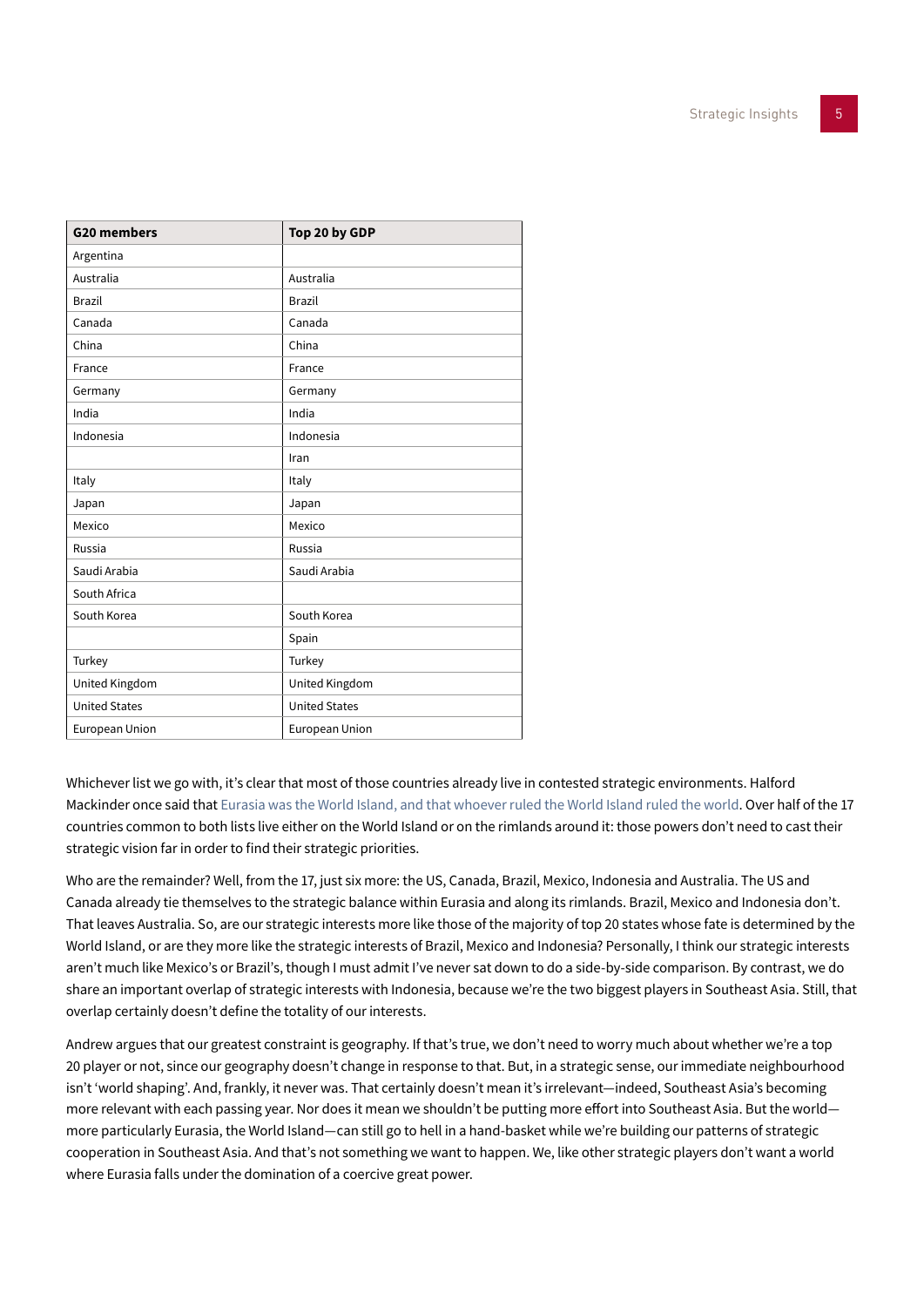| G20 members | Top 20 by GDP |
|---|---|
| Argentina | |
| Australia | Australia |
| Brazil | Brazil |
| Canada | Canada |
| China | China |
| France | France |
| Germany | Germany |
| India | India |
| Indonesia | Indonesia |
| | Iran |
| Italy | Italy |
| Japan | Japan |
| Mexico | Mexico |
| Russia | Russia |
| Saudi Arabia | Saudi Arabia |
| South Africa | |
| South Korea | South Korea |
| | Spain |
| Turkey | Turkey |
| United Kingdom | United Kingdom |
| United States | United States |
| European Union | European Union |

Whichever list we go with, it's clear that most of those countries already live in contested strategic environments. Halford Mackinder once said that Eurasia was the World Island, and that whoever ruled the World Island ruled the world. Over half of the 17 countries common to both lists live either on the World Island or on the rimlands around it: those powers don't need to cast their strategic vision far in order to find their strategic priorities.

Who are the remainder? Well, from the 17, just six more: the US, Canada, Brazil, Mexico, Indonesia and Australia. The US and Canada already tie themselves to the strategic balance within Eurasia and along its rimlands. Brazil, Mexico and Indonesia don't. That leaves Australia. So, are our strategic interests more like those of the majority of top 20 states whose fate is determined by the World Island, or are they more like the strategic interests of Brazil, Mexico and Indonesia? Personally, I think our strategic interests aren't much like Mexico's or Brazil's, though I must admit I've never sat down to do a side-by-side comparison. By contrast, we do share an important overlap of strategic interests with Indonesia, because we're the two biggest players in Southeast Asia. Still, that overlap certainly doesn't define the totality of our interests.

Andrew argues that our greatest constraint is geography. If that's true, we don't need to worry much about whether we're a top 20 player or not, since our geography doesn't change in response to that. But, in a strategic sense, our immediate neighbourhood isn't 'world shaping'. And, frankly, it never was. That certainly doesn't mean it's irrelevant—indeed, Southeast Asia's becoming more relevant with each passing year. Nor does it mean we shouldn't be putting more effort into Southeast Asia. But the world—more particularly Eurasia, the World Island—can still go to hell in a hand-basket while we're building our patterns of strategic cooperation in Southeast Asia. And that's not something we want to happen. We, like other strategic players don't want a world where Eurasia falls under the domination of a coercive great power.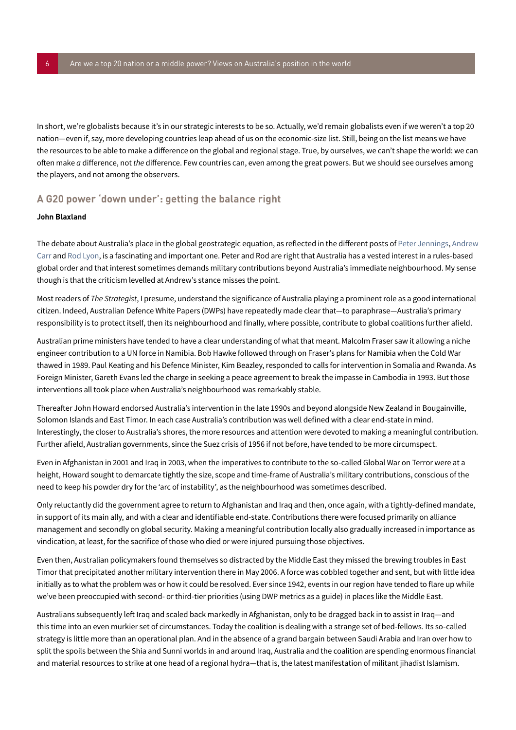In short, we're globalists because it's in our strategic interests to be so. Actually, we'd remain globalists even if we weren't a top 20 nation—even if, say, more developing countries leap ahead of us on the economic-size list. Still, being on the list means we have the resources to be able to make a difference on the global and regional stage. True, by ourselves, we can't shape the world: we can often make *a* difference, not *the* difference. Few countries can, even among the great powers. But we should see ourselves among the players, and not among the observers.

## A G20 power 'down under': getting the balance right

**John Blaxland**

The debate about Australia's place in the global geostrategic equation, as reflected in the different posts of Peter Jennings, Andrew Carr and Rod Lyon, is a fascinating and important one. Peter and Rod are right that Australia has a vested interest in a rules-based global order and that interest sometimes demands military contributions beyond Australia's immediate neighbourhood. My sense though is that the criticism levelled at Andrew's stance misses the point.

Most readers of *The Strategist*, I presume, understand the significance of Australia playing a prominent role as a good international citizen. Indeed, Australian Defence White Papers (DWPs) have repeatedly made clear that—to paraphrase—Australia's primary responsibility is to protect itself, then its neighbourhood and finally, where possible, contribute to global coalitions further afield.

Australian prime ministers have tended to have a clear understanding of what that meant. Malcolm Fraser saw it allowing a niche engineer contribution to a UN force in Namibia. Bob Hawke followed through on Fraser's plans for Namibia when the Cold War thawed in 1989. Paul Keating and his Defence Minister, Kim Beazley, responded to calls for intervention in Somalia and Rwanda. As Foreign Minister, Gareth Evans led the charge in seeking a peace agreement to break the impasse in Cambodia in 1993. But those interventions all took place when Australia's neighbourhood was remarkably stable.

Thereafter John Howard endorsed Australia's intervention in the late 1990s and beyond alongside New Zealand in Bougainville, Solomon Islands and East Timor. In each case Australia's contribution was well defined with a clear end-state in mind. Interestingly, the closer to Australia's shores, the more resources and attention were devoted to making a meaningful contribution. Further afield, Australian governments, since the Suez crisis of 1956 if not before, have tended to be more circumspect.

Even in Afghanistan in 2001 and Iraq in 2003, when the imperatives to contribute to the so-called Global War on Terror were at a height, Howard sought to demarcate tightly the size, scope and time-frame of Australia's military contributions, conscious of the need to keep his powder dry for the 'arc of instability', as the neighbourhood was sometimes described.

Only reluctantly did the government agree to return to Afghanistan and Iraq and then, once again, with a tightly-defined mandate, in support of its main ally, and with a clear and identifiable end-state. Contributions there were focused primarily on alliance management and secondly on global security. Making a meaningful contribution locally also gradually increased in importance as vindication, at least, for the sacrifice of those who died or were injured pursuing those objectives.

Even then, Australian policymakers found themselves so distracted by the Middle East they missed the brewing troubles in East Timor that precipitated another military intervention there in May 2006. A force was cobbled together and sent, but with little idea initially as to what the problem was or how it could be resolved. Ever since 1942, events in our region have tended to flare up while we've been preoccupied with second- or third-tier priorities (using DWP metrics as a guide) in places like the Middle East.

Australians subsequently left Iraq and scaled back markedly in Afghanistan, only to be dragged back in to assist in Iraq—and this time into an even murkier set of circumstances. Today the coalition is dealing with a strange set of bed-fellows. Its so-called strategy is little more than an operational plan. And in the absence of a grand bargain between Saudi Arabia and Iran over how to split the spoils between the Shia and Sunni worlds in and around Iraq, Australia and the coalition are spending enormous financial and material resources to strike at one head of a regional hydra—that is, the latest manifestation of militant jihadist Islamism.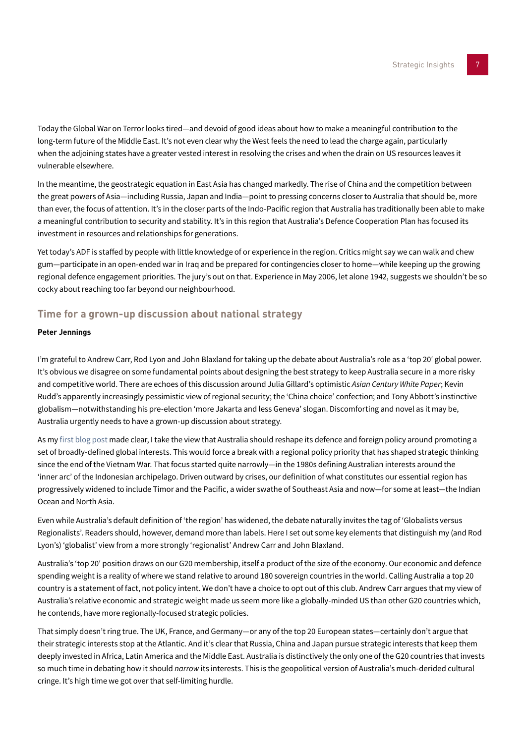Today the Global War on Terror looks tired—and devoid of good ideas about how to make a meaningful contribution to the long-term future of the Middle East. It's not even clear why the West feels the need to lead the charge again, particularly when the adjoining states have a greater vested interest in resolving the crises and when the drain on US resources leaves it vulnerable elsewhere.

In the meantime, the geostrategic equation in East Asia has changed markedly. The rise of China and the competition between the great powers of Asia—including Russia, Japan and India—point to pressing concerns closer to Australia that should be, more than ever, the focus of attention. It's in the closer parts of the Indo-Pacific region that Australia has traditionally been able to make a meaningful contribution to security and stability. It's in this region that Australia's Defence Cooperation Plan has focused its investment in resources and relationships for generations.

Yet today's ADF is staffed by people with little knowledge of or experience in the region. Critics might say we can walk and chew gum—participate in an open-ended war in Iraq and be prepared for contingencies closer to home—while keeping up the growing regional defence engagement priorities. The jury's out on that. Experience in May 2006, let alone 1942, suggests we shouldn't be so cocky about reaching too far beyond our neighbourhood.

## Time for a grown-up discussion about national strategy

**Peter Jennings**

I'm grateful to Andrew Carr, Rod Lyon and John Blaxland for taking up the debate about Australia's role as a 'top 20' global power. It's obvious we disagree on some fundamental points about designing the best strategy to keep Australia secure in a more risky and competitive world. There are echoes of this discussion around Julia Gillard's optimistic *Asian Century White Paper*; Kevin Rudd's apparently increasingly pessimistic view of regional security; the 'China choice' confection; and Tony Abbott's instinctive globalism—notwithstanding his pre-election 'more Jakarta and less Geneva' slogan. Discomforting and novel as it may be, Australia urgently needs to have a grown-up discussion about strategy.

As my first blog post made clear, I take the view that Australia should reshape its defence and foreign policy around promoting a set of broadly-defined global interests. This would force a break with a regional policy priority that has shaped strategic thinking since the end of the Vietnam War. That focus started quite narrowly—in the 1980s defining Australian interests around the 'inner arc' of the Indonesian archipelago. Driven outward by crises, our definition of what constitutes our essential region has progressively widened to include Timor and the Pacific, a wider swathe of Southeast Asia and now—for some at least—the Indian Ocean and North Asia.

Even while Australia's default definition of 'the region' has widened, the debate naturally invites the tag of 'Globalists versus Regionalists'. Readers should, however, demand more than labels. Here I set out some key elements that distinguish my (and Rod Lyon's) 'globalist' view from a more strongly 'regionalist' Andrew Carr and John Blaxland.

Australia's 'top 20' position draws on our G20 membership, itself a product of the size of the economy. Our economic and defence spending weight is a reality of where we stand relative to around 180 sovereign countries in the world. Calling Australia a top 20 country is a statement of fact, not policy intent. We don't have a choice to opt out of this club. Andrew Carr argues that my view of Australia's relative economic and strategic weight made us seem more like a globally-minded US than other G20 countries which, he contends, have more regionally-focused strategic policies.

That simply doesn't ring true. The UK, France, and Germany—or any of the top 20 European states—certainly don't argue that their strategic interests stop at the Atlantic. And it's clear that Russia, China and Japan pursue strategic interests that keep them deeply invested in Africa, Latin America and the Middle East. Australia is distinctively the only one of the G20 countries that invests so much time in debating how it should *narrow* its interests. This is the geopolitical version of Australia's much-derided cultural cringe. It's high time we got over that self-limiting hurdle.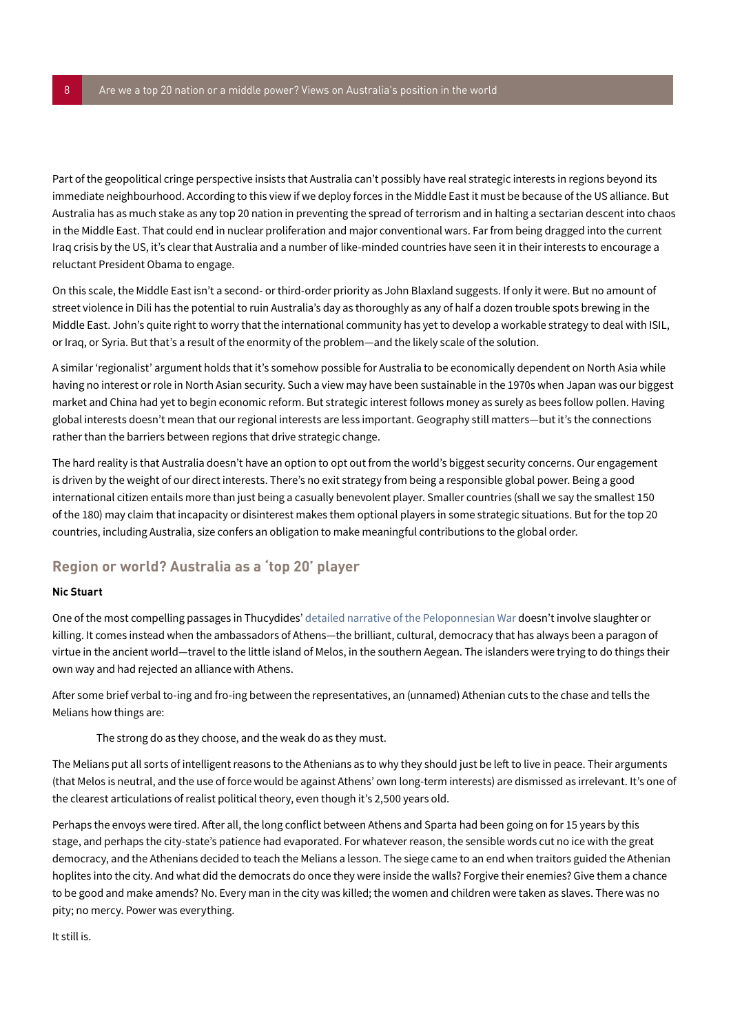Part of the geopolitical cringe perspective insists that Australia can't possibly have real strategic interests in regions beyond its immediate neighbourhood. According to this view if we deploy forces in the Middle East it must be because of the US alliance. But Australia has as much stake as any top 20 nation in preventing the spread of terrorism and in halting a sectarian descent into chaos in the Middle East. That could end in nuclear proliferation and major conventional wars. Far from being dragged into the current Iraq crisis by the US, it's clear that Australia and a number of like-minded countries have seen it in their interests to encourage a reluctant President Obama to engage.

On this scale, the Middle East isn't a second- or third-order priority as John Blaxland suggests. If only it were. But no amount of street violence in Dili has the potential to ruin Australia's day as thoroughly as any of half a dozen trouble spots brewing in the Middle East. John's quite right to worry that the international community has yet to develop a workable strategy to deal with ISIL, or Iraq, or Syria. But that's a result of the enormity of the problem—and the likely scale of the solution.

A similar 'regionalist' argument holds that it's somehow possible for Australia to be economically dependent on North Asia while having no interest or role in North Asian security. Such a view may have been sustainable in the 1970s when Japan was our biggest market and China had yet to begin economic reform. But strategic interest follows money as surely as bees follow pollen. Having global interests doesn't mean that our regional interests are less important. Geography still matters—but it's the connections rather than the barriers between regions that drive strategic change.

The hard reality is that Australia doesn't have an option to opt out from the world's biggest security concerns. Our engagement is driven by the weight of our direct interests. There's no exit strategy from being a responsible global power. Being a good international citizen entails more than just being a casually benevolent player. Smaller countries (shall we say the smallest 150 of the 180) may claim that incapacity or disinterest makes them optional players in some strategic situations. But for the top 20 countries, including Australia, size confers an obligation to make meaningful contributions to the global order.

## Region or world? Australia as a 'top 20' player

**Nic Stuart**

One of the most compelling passages in Thucydides' detailed narrative of the Peloponnesian War doesn't involve slaughter or killing. It comes instead when the ambassadors of Athens—the brilliant, cultural, democracy that has always been a paragon of virtue in the ancient world—travel to the little island of Melos, in the southern Aegean. The islanders were trying to do things their own way and had rejected an alliance with Athens.

After some brief verbal to-ing and fro-ing between the representatives, an (unnamed) Athenian cuts to the chase and tells the Melians how things are:

> The strong do as they choose, and the weak do as they must.

The Melians put all sorts of intelligent reasons to the Athenians as to why they should just be left to live in peace. Their arguments (that Melos is neutral, and the use of force would be against Athens' own long-term interests) are dismissed as irrelevant. It's one of the clearest articulations of realist political theory, even though it's 2,500 years old.

Perhaps the envoys were tired. After all, the long conflict between Athens and Sparta had been going on for 15 years by this stage, and perhaps the city-state's patience had evaporated. For whatever reason, the sensible words cut no ice with the great democracy, and the Athenians decided to teach the Melians a lesson. The siege came to an end when traitors guided the Athenian hoplites into the city. And what did the democrats do once they were inside the walls? Forgive their enemies? Give them a chance to be good and make amends? No. Every man in the city was killed; the women and children were taken as slaves. There was no pity; no mercy. Power was everything.

It still is.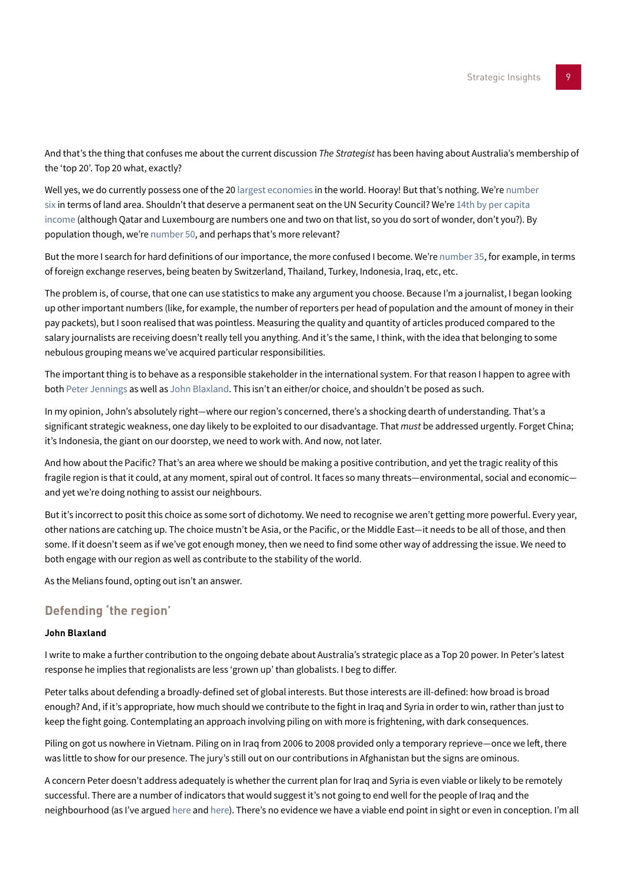And that's the thing that confuses me about the current discussion *The Strategist* has been having about Australia's membership of the 'top 20'. Top 20 what, exactly?

Well yes, we do currently possess one of the 20 largest economies in the world. Hooray! But that's nothing. We're number six in terms of land area. Shouldn't that deserve a permanent seat on the UN Security Council? We're 14th by per capita income (although Qatar and Luxembourg are numbers one and two on that list, so you do sort of wonder, don't you?). By population though, we're number 50, and perhaps that's more relevant?

But the more I search for hard definitions of our importance, the more confused I become. We're number 35, for example, in terms of foreign exchange reserves, being beaten by Switzerland, Thailand, Turkey, Indonesia, Iraq, etc, etc.

The problem is, of course, that one can use statistics to make any argument you choose. Because I'm a journalist, I began looking up other important numbers (like, for example, the number of reporters per head of population and the amount of money in their pay packets), but I soon realised that was pointless. Measuring the quality and quantity of articles produced compared to the salary journalists are receiving doesn't really tell you anything. And it's the same, I think, with the idea that belonging to some nebulous grouping means we've acquired particular responsibilities.

The important thing is to behave as a responsible stakeholder in the international system. For that reason I happen to agree with both Peter Jennings as well as John Blaxland. This isn't an either/or choice, and shouldn't be posed as such.

In my opinion, John's absolutely right—where our region's concerned, there's a shocking dearth of understanding. That's a significant strategic weakness, one day likely to be exploited to our disadvantage. That *must* be addressed urgently. Forget China; it's Indonesia, the giant on our doorstep, we need to work with. And now, not later.

And how about the Pacific? That's an area where we should be making a positive contribution, and yet the tragic reality of this fragile region is that it could, at any moment, spiral out of control. It faces so many threats—environmental, social and economic—and yet we're doing nothing to assist our neighbours.

But it's incorrect to posit this choice as some sort of dichotomy. We need to recognise we aren't getting more powerful. Every year, other nations are catching up. The choice mustn't be Asia, or the Pacific, or the Middle East—it needs to be all of those, and then some. If it doesn't seem as if we've got enough money, then we need to find some other way of addressing the issue. We need to both engage with our region as well as contribute to the stability of the world.

As the Melians found, opting out isn't an answer.

## Defending 'the region'

**John Blaxland**

I write to make a further contribution to the ongoing debate about Australia's strategic place as a Top 20 power. In Peter's latest response he implies that regionalists are less 'grown up' than globalists. I beg to differ.

Peter talks about defending a broadly-defined set of global interests. But those interests are ill-defined: how broad is broad enough? And, if it's appropriate, how much should we contribute to the fight in Iraq and Syria in order to win, rather than just to keep the fight going. Contemplating an approach involving piling on with more is frightening, with dark consequences.

Piling on got us nowhere in Vietnam. Piling on in Iraq from 2006 to 2008 provided only a temporary reprieve—once we left, there was little to show for our presence. The jury's still out on our contributions in Afghanistan but the signs are ominous.

A concern Peter doesn't address adequately is whether the current plan for Iraq and Syria is even viable or likely to be remotely successful. There are a number of indicators that would suggest it's not going to end well for the people of Iraq and the neighbourhood (as I've argued here and here). There's no evidence we have a viable end point in sight or even in conception. I'm all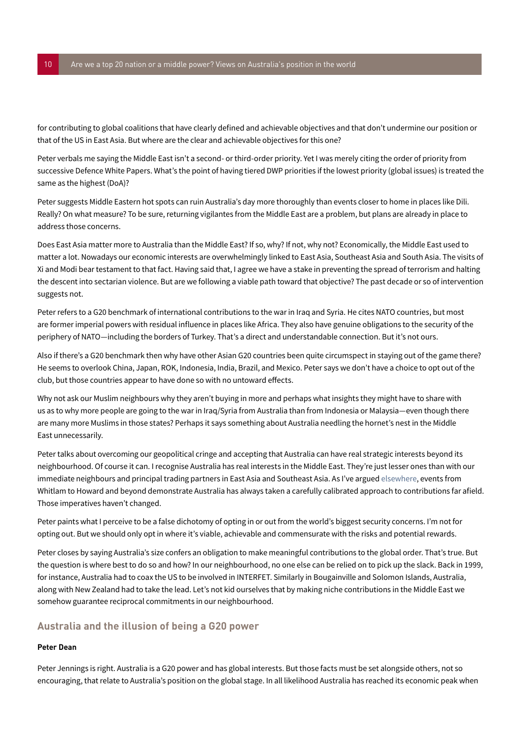for contributing to global coalitions that have clearly defined and achievable objectives and that don't undermine our position or that of the US in East Asia. But where are the clear and achievable objectives for this one?

Peter verbals me saying the Middle East isn't a second- or third-order priority. Yet I was merely citing the order of priority from successive Defence White Papers. What's the point of having tiered DWP priorities if the lowest priority (global issues) is treated the same as the highest (DoA)?

Peter suggests Middle Eastern hot spots can ruin Australia's day more thoroughly than events closer to home in places like Dili. Really? On what measure? To be sure, returning vigilantes from the Middle East are a problem, but plans are already in place to address those concerns.

Does East Asia matter more to Australia than the Middle East? If so, why? If not, why not? Economically, the Middle East used to matter a lot. Nowadays our economic interests are overwhelmingly linked to East Asia, Southeast Asia and South Asia. The visits of Xi and Modi bear testament to that fact. Having said that, I agree we have a stake in preventing the spread of terrorism and halting the descent into sectarian violence. But are we following a viable path toward that objective? The past decade or so of intervention suggests not.

Peter refers to a G20 benchmark of international contributions to the war in Iraq and Syria. He cites NATO countries, but most are former imperial powers with residual influence in places like Africa. They also have genuine obligations to the security of the periphery of NATO—including the borders of Turkey. That's a direct and understandable connection. But it's not ours.

Also if there's a G20 benchmark then why have other Asian G20 countries been quite circumspect in staying out of the game there? He seems to overlook China, Japan, ROK, Indonesia, India, Brazil, and Mexico. Peter says we don't have a choice to opt out of the club, but those countries appear to have done so with no untoward effects.

Why not ask our Muslim neighbours why they aren't buying in more and perhaps what insights they might have to share with us as to why more people are going to the war in Iraq/Syria from Australia than from Indonesia or Malaysia—even though there are many more Muslims in those states? Perhaps it says something about Australia needling the hornet's nest in the Middle East unnecessarily.

Peter talks about overcoming our geopolitical cringe and accepting that Australia can have real strategic interests beyond its neighbourhood. Of course it can. I recognise Australia has real interests in the Middle East. They're just lesser ones than with our immediate neighbours and principal trading partners in East Asia and Southeast Asia. As I've argued elsewhere, events from Whitlam to Howard and beyond demonstrate Australia has always taken a carefully calibrated approach to contributions far afield. Those imperatives haven't changed.

Peter paints what I perceive to be a false dichotomy of opting in or out from the world's biggest security concerns. I'm not for opting out. But we should only opt in where it's viable, achievable and commensurate with the risks and potential rewards.

Peter closes by saying Australia's size confers an obligation to make meaningful contributions to the global order. That's true. But the question is where best to do so and how? In our neighbourhood, no one else can be relied on to pick up the slack. Back in 1999, for instance, Australia had to coax the US to be involved in INTERFET. Similarly in Bougainville and Solomon Islands, Australia, along with New Zealand had to take the lead. Let's not kid ourselves that by making niche contributions in the Middle East we somehow guarantee reciprocal commitments in our neighbourhood.

## Australia and the illusion of being a G20 power

**Peter Dean**

Peter Jennings is right. Australia is a G20 power and has global interests. But those facts must be set alongside others, not so encouraging, that relate to Australia's position on the global stage. In all likelihood Australia has reached its economic peak when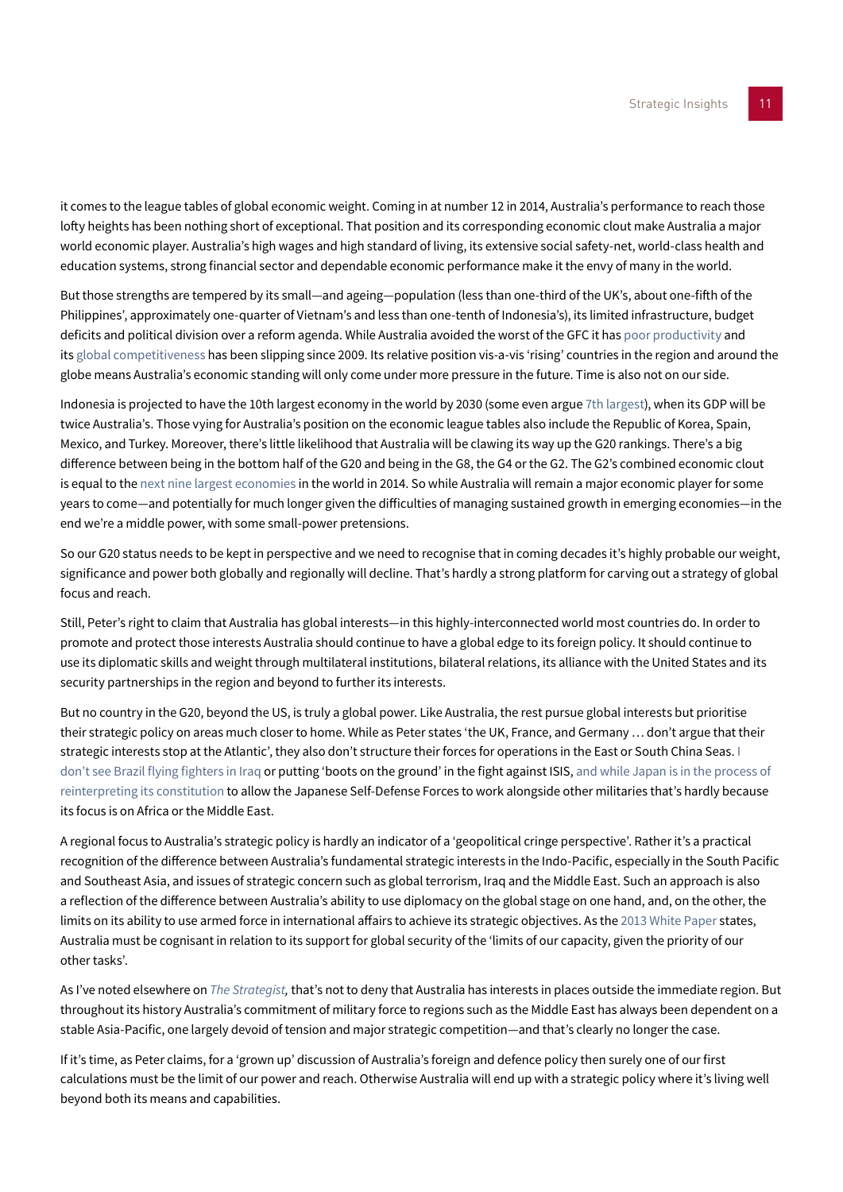it comes to the league tables of global economic weight. Coming in at number 12 in 2014, Australia's performance to reach those lofty heights has been nothing short of exceptional. That position and its corresponding economic clout make Australia a major world economic player. Australia's high wages and high standard of living, its extensive social safety-net, world-class health and education systems, strong financial sector and dependable economic performance make it the envy of many in the world.

But those strengths are tempered by its small—and ageing—population (less than one-third of the UK's, about one-fifth of the Philippines', approximately one-quarter of Vietnam's and less than one-tenth of Indonesia's), its limited infrastructure, budget deficits and political division over a reform agenda. While Australia avoided the worst of the GFC it has poor productivity and its global competitiveness has been slipping since 2009. Its relative position vis-a-vis 'rising' countries in the region and around the globe means Australia's economic standing will only come under more pressure in the future. Time is also not on our side.

Indonesia is projected to have the 10th largest economy in the world by 2030 (some even argue 7th largest), when its GDP will be twice Australia's. Those vying for Australia's position on the economic league tables also include the Republic of Korea, Spain, Mexico, and Turkey. Moreover, there's little likelihood that Australia will be clawing its way up the G20 rankings. There's a big difference between being in the bottom half of the G20 and being in the G8, the G4 or the G2. The G2's combined economic clout is equal to the next nine largest economies in the world in 2014. So while Australia will remain a major economic player for some years to come—and potentially for much longer given the difficulties of managing sustained growth in emerging economies—in the end we're a middle power, with some small-power pretensions.

So our G20 status needs to be kept in perspective and we need to recognise that in coming decades it's highly probable our weight, significance and power both globally and regionally will decline. That's hardly a strong platform for carving out a strategy of global focus and reach.

Still, Peter's right to claim that Australia has global interests—in this highly-interconnected world most countries do. In order to promote and protect those interests Australia should continue to have a global edge to its foreign policy. It should continue to use its diplomatic skills and weight through multilateral institutions, bilateral relations, its alliance with the United States and its security partnerships in the region and beyond to further its interests.

But no country in the G20, beyond the US, is truly a global power. Like Australia, the rest pursue global interests but prioritise their strategic policy on areas much closer to home. While as Peter states 'the UK, France, and Germany … don't argue that their strategic interests stop at the Atlantic', they also don't structure their forces for operations in the East or South China Seas. I don't see Brazil flying fighters in Iraq or putting 'boots on the ground' in the fight against ISIS, and while Japan is in the process of reinterpreting its constitution to allow the Japanese Self-Defense Forces to work alongside other militaries that's hardly because its focus is on Africa or the Middle East.

A regional focus to Australia's strategic policy is hardly an indicator of a 'geopolitical cringe perspective'. Rather it's a practical recognition of the difference between Australia's fundamental strategic interests in the Indo-Pacific, especially in the South Pacific and Southeast Asia, and issues of strategic concern such as global terrorism, Iraq and the Middle East. Such an approach is also a reflection of the difference between Australia's ability to use diplomacy on the global stage on one hand, and, on the other, the limits on its ability to use armed force in international affairs to achieve its strategic objectives. As the 2013 White Paper states, Australia must be cognisant in relation to its support for global security of the 'limits of our capacity, given the priority of our other tasks'.

As I've noted elsewhere on *The Strategist,* that's not to deny that Australia has interests in places outside the immediate region. But throughout its history Australia's commitment of military force to regions such as the Middle East has always been dependent on a stable Asia-Pacific, one largely devoid of tension and major strategic competition—and that's clearly no longer the case.

If it's time, as Peter claims, for a 'grown up' discussion of Australia's foreign and defence policy then surely one of our first calculations must be the limit of our power and reach. Otherwise Australia will end up with a strategic policy where it's living well beyond both its means and capabilities.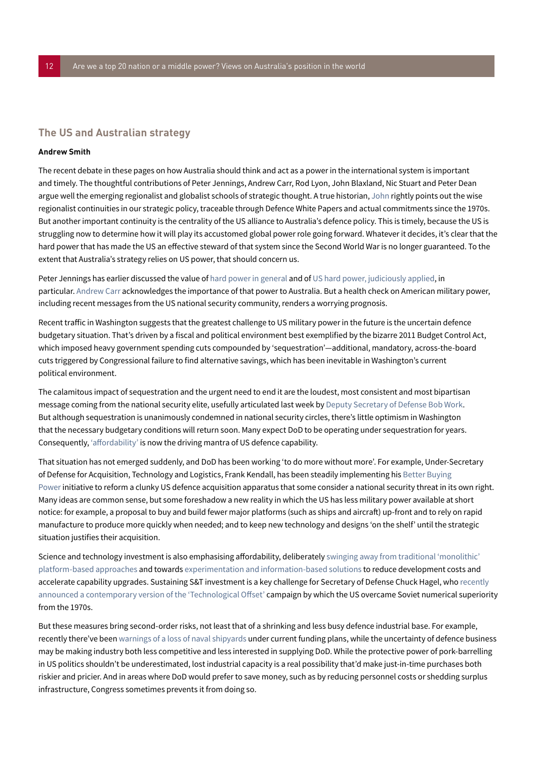## The US and Australian strategy

**Andrew Smith**

The recent debate in these pages on how Australia should think and act as a power in the international system is important and timely. The thoughtful contributions of Peter Jennings, Andrew Carr, Rod Lyon, John Blaxland, Nic Stuart and Peter Dean argue well the emerging regionalist and globalist schools of strategic thought. A true historian, John rightly points out the wise regionalist continuities in our strategic policy, traceable through Defence White Papers and actual commitments since the 1970s. But another important continuity is the centrality of the US alliance to Australia's defence policy. This is timely, because the US is struggling now to determine how it will play its accustomed global power role going forward. Whatever it decides, it's clear that the hard power that has made the US an effective steward of that system since the Second World War is no longer guaranteed. To the extent that Australia's strategy relies on US power, that should concern us.

Peter Jennings has earlier discussed the value of hard power in general and of US hard power, judiciously applied, in particular. Andrew Carr acknowledges the importance of that power to Australia. But a health check on American military power, including recent messages from the US national security community, renders a worrying prognosis.

Recent traffic in Washington suggests that the greatest challenge to US military power in the future is the uncertain defence budgetary situation. That's driven by a fiscal and political environment best exemplified by the bizarre 2011 Budget Control Act, which imposed heavy government spending cuts compounded by 'sequestration'—additional, mandatory, across-the-board cuts triggered by Congressional failure to find alternative savings, which has been inevitable in Washington's current political environment.

The calamitous impact of sequestration and the urgent need to end it are the loudest, most consistent and most bipartisan message coming from the national security elite, usefully articulated last week by Deputy Secretary of Defense Bob Work. But although sequestration is unanimously condemned in national security circles, there's little optimism in Washington that the necessary budgetary conditions will return soon. Many expect DoD to be operating under sequestration for years. Consequently, 'affordability' is now the driving mantra of US defence capability.

That situation has not emerged suddenly, and DoD has been working 'to do more without more'. For example, Under-Secretary of Defense for Acquisition, Technology and Logistics, Frank Kendall, has been steadily implementing his Better Buying Power initiative to reform a clunky US defence acquisition apparatus that some consider a national security threat in its own right. Many ideas are common sense, but some foreshadow a new reality in which the US has less military power available at short notice: for example, a proposal to buy and build fewer major platforms (such as ships and aircraft) up-front and to rely on rapid manufacture to produce more quickly when needed; and to keep new technology and designs 'on the shelf' until the strategic situation justifies their acquisition.

Science and technology investment is also emphasising affordability, deliberately swinging away from traditional 'monolithic' platform-based approaches and towards experimentation and information-based solutions to reduce development costs and accelerate capability upgrades. Sustaining S&T investment is a key challenge for Secretary of Defense Chuck Hagel, who recently announced a contemporary version of the 'Technological Offset' campaign by which the US overcame Soviet numerical superiority from the 1970s.

But these measures bring second-order risks, not least that of a shrinking and less busy defence industrial base. For example, recently there've been warnings of a loss of naval shipyards under current funding plans, while the uncertainty of defence business may be making industry both less competitive and less interested in supplying DoD. While the protective power of pork-barrelling in US politics shouldn't be underestimated, lost industrial capacity is a real possibility that'd make just-in-time purchases both riskier and pricier. And in areas where DoD would prefer to save money, such as by reducing personnel costs or shedding surplus infrastructure, Congress sometimes prevents it from doing so.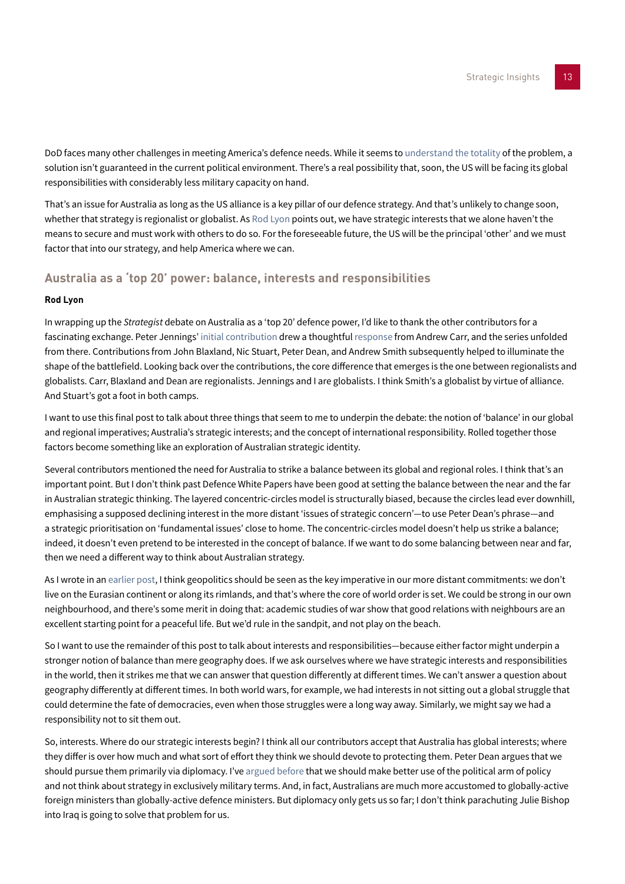DoD faces many other challenges in meeting America's defence needs. While it seems to understand the totality of the problem, a solution isn't guaranteed in the current political environment. There's a real possibility that, soon, the US will be facing its global responsibilities with considerably less military capacity on hand.

That's an issue for Australia as long as the US alliance is a key pillar of our defence strategy. And that's unlikely to change soon, whether that strategy is regionalist or globalist. As Rod Lyon points out, we have strategic interests that we alone haven't the means to secure and must work with others to do so. For the foreseeable future, the US will be the principal 'other' and we must factor that into our strategy, and help America where we can.

## Australia as a 'top 20' power: balance, interests and responsibilities

**Rod Lyon**

In wrapping up the *Strategist* debate on Australia as a 'top 20' defence power, I'd like to thank the other contributors for a fascinating exchange. Peter Jennings' initial contribution drew a thoughtful response from Andrew Carr, and the series unfolded from there. Contributions from John Blaxland, Nic Stuart, Peter Dean, and Andrew Smith subsequently helped to illuminate the shape of the battlefield. Looking back over the contributions, the core difference that emerges is the one between regionalists and globalists. Carr, Blaxland and Dean are regionalists. Jennings and I are globalists. I think Smith's a globalist by virtue of alliance. And Stuart's got a foot in both camps.

I want to use this final post to talk about three things that seem to me to underpin the debate: the notion of 'balance' in our global and regional imperatives; Australia's strategic interests; and the concept of international responsibility. Rolled together those factors become something like an exploration of Australian strategic identity.

Several contributors mentioned the need for Australia to strike a balance between its global and regional roles. I think that's an important point. But I don't think past Defence White Papers have been good at setting the balance between the near and the far in Australian strategic thinking. The layered concentric-circles model is structurally biased, because the circles lead ever downhill, emphasising a supposed declining interest in the more distant 'issues of strategic concern'—to use Peter Dean's phrase—and a strategic prioritisation on 'fundamental issues' close to home. The concentric-circles model doesn't help us strike a balance; indeed, it doesn't even pretend to be interested in the concept of balance. If we want to do some balancing between near and far, then we need a different way to think about Australian strategy.

As I wrote in an earlier post, I think geopolitics should be seen as the key imperative in our more distant commitments: we don't live on the Eurasian continent or along its rimlands, and that's where the core of world order is set. We could be strong in our own neighbourhood, and there's some merit in doing that: academic studies of war show that good relations with neighbours are an excellent starting point for a peaceful life. But we'd rule in the sandpit, and not play on the beach.

So I want to use the remainder of this post to talk about interests and responsibilities—because either factor might underpin a stronger notion of balance than mere geography does. If we ask ourselves where we have strategic interests and responsibilities in the world, then it strikes me that we can answer that question differently at different times. We can't answer a question about geography differently at different times. In both world wars, for example, we had interests in not sitting out a global struggle that could determine the fate of democracies, even when those struggles were a long way away. Similarly, we might say we had a responsibility not to sit them out.

So, interests. Where do our strategic interests begin? I think all our contributors accept that Australia has global interests; where they differ is over how much and what sort of effort they think we should devote to protecting them. Peter Dean argues that we should pursue them primarily via diplomacy. I've argued before that we should make better use of the political arm of policy and not think about strategy in exclusively military terms. And, in fact, Australians are much more accustomed to globally-active foreign ministers than globally-active defence ministers. But diplomacy only gets us so far; I don't think parachuting Julie Bishop into Iraq is going to solve that problem for us.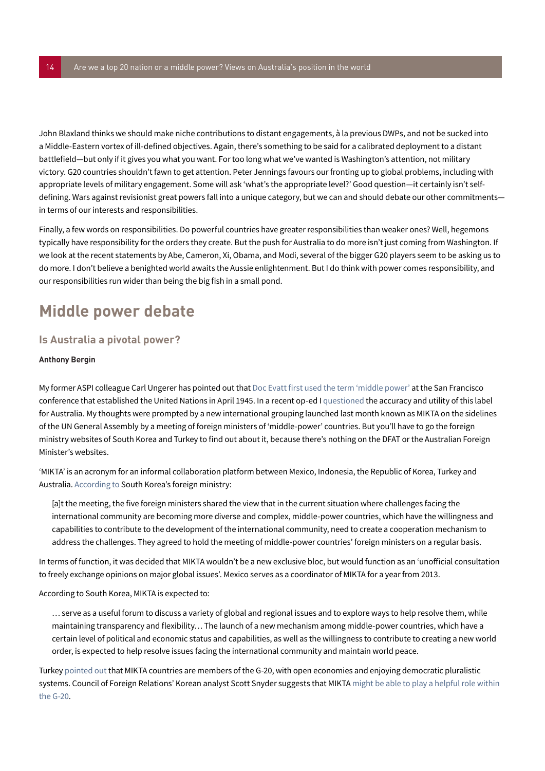John Blaxland thinks we should make niche contributions to distant engagements, à la previous DWPs, and not be sucked into a Middle-Eastern vortex of ill-defined objectives. Again, there's something to be said for a calibrated deployment to a distant battlefield—but only if it gives you what you want. For too long what we've wanted is Washington's attention, not military victory. G20 countries shouldn't fawn to get attention. Peter Jennings favours our fronting up to global problems, including with appropriate levels of military engagement. Some will ask 'what's the appropriate level?' Good question—it certainly isn't self-defining. Wars against revisionist great powers fall into a unique category, but we can and should debate our other commitments—in terms of our interests and responsibilities.

Finally, a few words on responsibilities. Do powerful countries have greater responsibilities than weaker ones? Well, hegemons typically have responsibility for the orders they create. But the push for Australia to do more isn't just coming from Washington. If we look at the recent statements by Abe, Cameron, Xi, Obama, and Modi, several of the bigger G20 players seem to be asking us to do more. I don't believe a benighted world awaits the Aussie enlightenment. But I do think with power comes responsibility, and our responsibilities run wider than being the big fish in a small pond.

# Middle power debate

## Is Australia a pivotal power?

**Anthony Bergin**

My former ASPI colleague Carl Ungerer has pointed out that Doc Evatt first used the term 'middle power' at the San Francisco conference that established the United Nations in April 1945. In a recent op-ed I questioned the accuracy and utility of this label for Australia. My thoughts were prompted by a new international grouping launched last month known as MIKTA on the sidelines of the UN General Assembly by a meeting of foreign ministers of 'middle-power' countries. But you'll have to go the foreign ministry websites of South Korea and Turkey to find out about it, because there's nothing on the DFAT or the Australian Foreign Minister's websites.

'MIKTA' is an acronym for an informal collaboration platform between Mexico, Indonesia, the Republic of Korea, Turkey and Australia. According to South Korea's foreign ministry:

> [a]t the meeting, the five foreign ministers shared the view that in the current situation where challenges facing the international community are becoming more diverse and complex, middle-power countries, which have the willingness and capabilities to contribute to the development of the international community, need to create a cooperation mechanism to address the challenges. They agreed to hold the meeting of middle-power countries' foreign ministers on a regular basis.

In terms of function, it was decided that MIKTA wouldn't be a new exclusive bloc, but would function as an 'unofficial consultation to freely exchange opinions on major global issues'. Mexico serves as a coordinator of MIKTA for a year from 2013.

According to South Korea, MIKTA is expected to:

> … serve as a useful forum to discuss a variety of global and regional issues and to explore ways to help resolve them, while maintaining transparency and flexibility… The launch of a new mechanism among middle-power countries, which have a certain level of political and economic status and capabilities, as well as the willingness to contribute to creating a new world order, is expected to help resolve issues facing the international community and maintain world peace.

Turkey pointed out that MIKTA countries are members of the G-20, with open economies and enjoying democratic pluralistic systems. Council of Foreign Relations' Korean analyst Scott Snyder suggests that MIKTA might be able to play a helpful role within the G-20.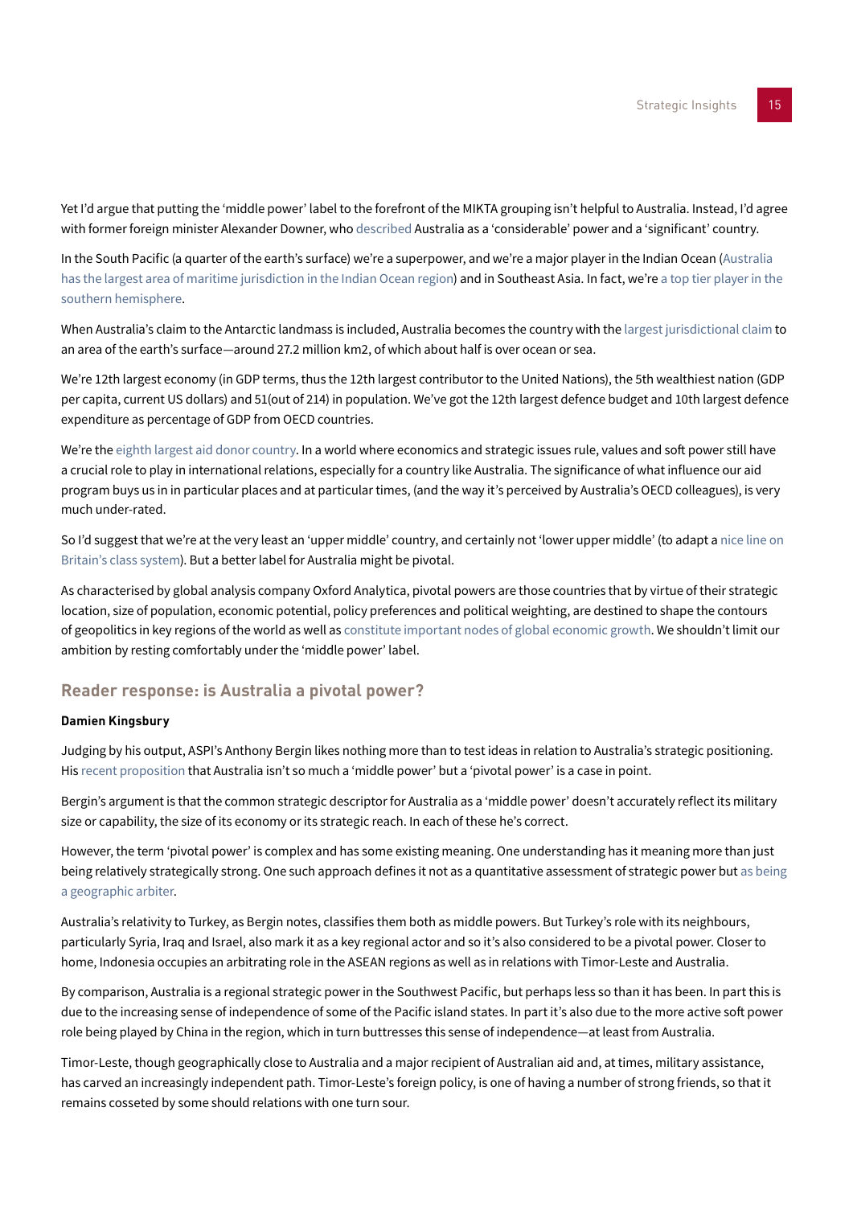Yet I'd argue that putting the 'middle power' label to the forefront of the MIKTA grouping isn't helpful to Australia. Instead, I'd agree with former foreign minister Alexander Downer, who described Australia as a 'considerable' power and a 'significant' country.

In the South Pacific (a quarter of the earth's surface) we're a superpower, and we're a major player in the Indian Ocean (Australia has the largest area of maritime jurisdiction in the Indian Ocean region) and in Southeast Asia. In fact, we're a top tier player in the southern hemisphere.

When Australia's claim to the Antarctic landmass is included, Australia becomes the country with the largest jurisdictional claim to an area of the earth's surface—around 27.2 million km2, of which about half is over ocean or sea.

We're 12th largest economy (in GDP terms, thus the 12th largest contributor to the United Nations), the 5th wealthiest nation (GDP per capita, current US dollars) and 51(out of 214) in population. We've got the 12th largest defence budget and 10th largest defence expenditure as percentage of GDP from OECD countries.

We're the eighth largest aid donor country. In a world where economics and strategic issues rule, values and soft power still have a crucial role to play in international relations, especially for a country like Australia. The significance of what influence our aid program buys us in in particular places and at particular times, (and the way it's perceived by Australia's OECD colleagues), is very much under-rated.

So I'd suggest that we're at the very least an 'upper middle' country, and certainly not 'lower upper middle' (to adapt a nice line on Britain's class system). But a better label for Australia might be pivotal.

As characterised by global analysis company Oxford Analytica, pivotal powers are those countries that by virtue of their strategic location, size of population, economic potential, policy preferences and political weighting, are destined to shape the contours of geopolitics in key regions of the world as well as constitute important nodes of global economic growth. We shouldn't limit our ambition by resting comfortably under the 'middle power' label.

## Reader response: is Australia a pivotal power?

**Damien Kingsbury**

Judging by his output, ASPI's Anthony Bergin likes nothing more than to test ideas in relation to Australia's strategic positioning. His recent proposition that Australia isn't so much a 'middle power' but a 'pivotal power' is a case in point.

Bergin's argument is that the common strategic descriptor for Australia as a 'middle power' doesn't accurately reflect its military size or capability, the size of its economy or its strategic reach. In each of these he's correct.

However, the term 'pivotal power' is complex and has some existing meaning. One understanding has it meaning more than just being relatively strategically strong. One such approach defines it not as a quantitative assessment of strategic power but as being a geographic arbiter.

Australia's relativity to Turkey, as Bergin notes, classifies them both as middle powers. But Turkey's role with its neighbours, particularly Syria, Iraq and Israel, also mark it as a key regional actor and so it's also considered to be a pivotal power. Closer to home, Indonesia occupies an arbitrating role in the ASEAN regions as well as in relations with Timor-Leste and Australia.

By comparison, Australia is a regional strategic power in the Southwest Pacific, but perhaps less so than it has been. In part this is due to the increasing sense of independence of some of the Pacific island states. In part it's also due to the more active soft power role being played by China in the region, which in turn buttresses this sense of independence—at least from Australia.

Timor-Leste, though geographically close to Australia and a major recipient of Australian aid and, at times, military assistance, has carved an increasingly independent path. Timor-Leste's foreign policy, is one of having a number of strong friends, so that it remains cosseted by some should relations with one turn sour.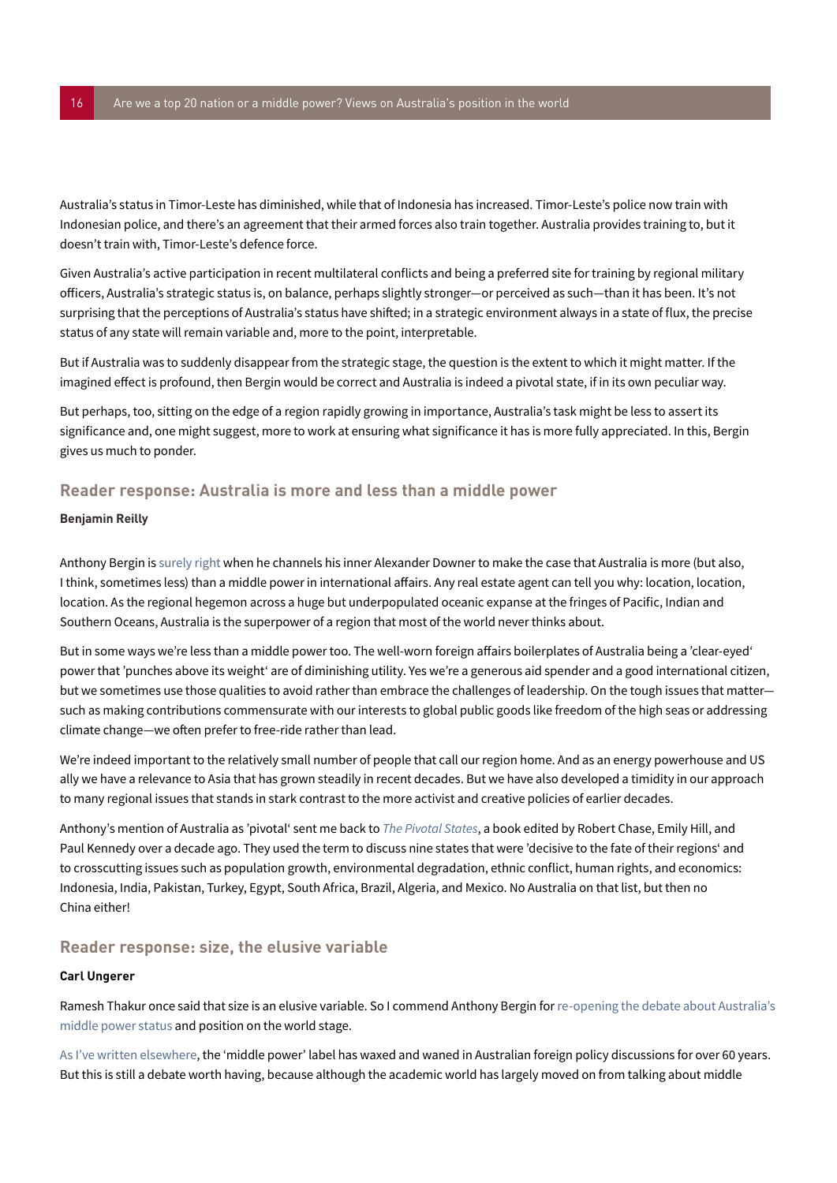Australia's status in Timor-Leste has diminished, while that of Indonesia has increased. Timor-Leste's police now train with Indonesian police, and there's an agreement that their armed forces also train together. Australia provides training to, but it doesn't train with, Timor-Leste's defence force.

Given Australia's active participation in recent multilateral conflicts and being a preferred site for training by regional military officers, Australia's strategic status is, on balance, perhaps slightly stronger—or perceived as such—than it has been. It's not surprising that the perceptions of Australia's status have shifted; in a strategic environment always in a state of flux, the precise status of any state will remain variable and, more to the point, interpretable.

But if Australia was to suddenly disappear from the strategic stage, the question is the extent to which it might matter. If the imagined effect is profound, then Bergin would be correct and Australia is indeed a pivotal state, if in its own peculiar way.

But perhaps, too, sitting on the edge of a region rapidly growing in importance, Australia's task might be less to assert its significance and, one might suggest, more to work at ensuring what significance it has is more fully appreciated. In this, Bergin gives us much to ponder.

## Reader response: Australia is more and less than a middle power

**Benjamin Reilly**

Anthony Bergin is surely right when he channels his inner Alexander Downer to make the case that Australia is more (but also, I think, sometimes less) than a middle power in international affairs. Any real estate agent can tell you why: location, location, location. As the regional hegemon across a huge but underpopulated oceanic expanse at the fringes of Pacific, Indian and Southern Oceans, Australia is the superpower of a region that most of the world never thinks about.

But in some ways we're less than a middle power too. The well-worn foreign affairs boilerplates of Australia being a 'clear-eyed' power that 'punches above its weight' are of diminishing utility. Yes we're a generous aid spender and a good international citizen, but we sometimes use those qualities to avoid rather than embrace the challenges of leadership. On the tough issues that matter—such as making contributions commensurate with our interests to global public goods like freedom of the high seas or addressing climate change—we often prefer to free-ride rather than lead.

We're indeed important to the relatively small number of people that call our region home. And as an energy powerhouse and US ally we have a relevance to Asia that has grown steadily in recent decades. But we have also developed a timidity in our approach to many regional issues that stands in stark contrast to the more activist and creative policies of earlier decades.

Anthony's mention of Australia as 'pivotal' sent me back to *The Pivotal States*, a book edited by Robert Chase, Emily Hill, and Paul Kennedy over a decade ago. They used the term to discuss nine states that were 'decisive to the fate of their regions' and to crosscutting issues such as population growth, environmental degradation, ethnic conflict, human rights, and economics: Indonesia, India, Pakistan, Turkey, Egypt, South Africa, Brazil, Algeria, and Mexico. No Australia on that list, but then no China either!

## Reader response: size, the elusive variable

**Carl Ungerer**

Ramesh Thakur once said that size is an elusive variable. So I commend Anthony Bergin for re-opening the debate about Australia's middle power status and position on the world stage.

As I've written elsewhere, the 'middle power' label has waxed and waned in Australian foreign policy discussions for over 60 years. But this is still a debate worth having, because although the academic world has largely moved on from talking about middle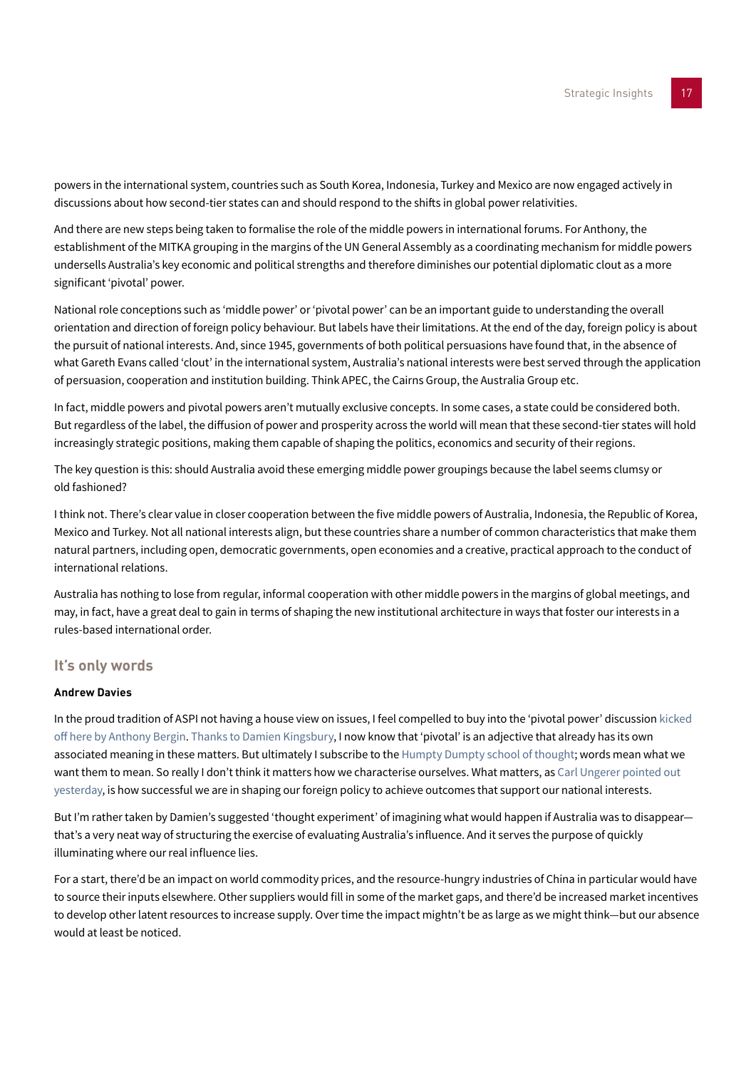powers in the international system, countries such as South Korea, Indonesia, Turkey and Mexico are now engaged actively in discussions about how second-tier states can and should respond to the shifts in global power relativities.

And there are new steps being taken to formalise the role of the middle powers in international forums. For Anthony, the establishment of the MITKA grouping in the margins of the UN General Assembly as a coordinating mechanism for middle powers undersells Australia's key economic and political strengths and therefore diminishes our potential diplomatic clout as a more significant 'pivotal' power.

National role conceptions such as 'middle power' or 'pivotal power' can be an important guide to understanding the overall orientation and direction of foreign policy behaviour. But labels have their limitations. At the end of the day, foreign policy is about the pursuit of national interests. And, since 1945, governments of both political persuasions have found that, in the absence of what Gareth Evans called 'clout' in the international system, Australia's national interests were best served through the application of persuasion, cooperation and institution building. Think APEC, the Cairns Group, the Australia Group etc.

In fact, middle powers and pivotal powers aren't mutually exclusive concepts. In some cases, a state could be considered both. But regardless of the label, the diffusion of power and prosperity across the world will mean that these second-tier states will hold increasingly strategic positions, making them capable of shaping the politics, economics and security of their regions.

The key question is this: should Australia avoid these emerging middle power groupings because the label seems clumsy or old fashioned?

I think not. There's clear value in closer cooperation between the five middle powers of Australia, Indonesia, the Republic of Korea, Mexico and Turkey. Not all national interests align, but these countries share a number of common characteristics that make them natural partners, including open, democratic governments, open economies and a creative, practical approach to the conduct of international relations.

Australia has nothing to lose from regular, informal cooperation with other middle powers in the margins of global meetings, and may, in fact, have a great deal to gain in terms of shaping the new institutional architecture in ways that foster our interests in a rules-based international order.

## It's only words

**Andrew Davies**

In the proud tradition of ASPI not having a house view on issues, I feel compelled to buy into the 'pivotal power' discussion kicked off here by Anthony Bergin. Thanks to Damien Kingsbury, I now know that 'pivotal' is an adjective that already has its own associated meaning in these matters. But ultimately I subscribe to the Humpty Dumpty school of thought; words mean what we want them to mean. So really I don't think it matters how we characterise ourselves. What matters, as Carl Ungerer pointed out yesterday, is how successful we are in shaping our foreign policy to achieve outcomes that support our national interests.

But I'm rather taken by Damien's suggested 'thought experiment' of imagining what would happen if Australia was to disappear—that's a very neat way of structuring the exercise of evaluating Australia's influence. And it serves the purpose of quickly illuminating where our real influence lies.

For a start, there'd be an impact on world commodity prices, and the resource-hungry industries of China in particular would have to source their inputs elsewhere. Other suppliers would fill in some of the market gaps, and there'd be increased market incentives to develop other latent resources to increase supply. Over time the impact mightn't be as large as we might think—but our absence would at least be noticed.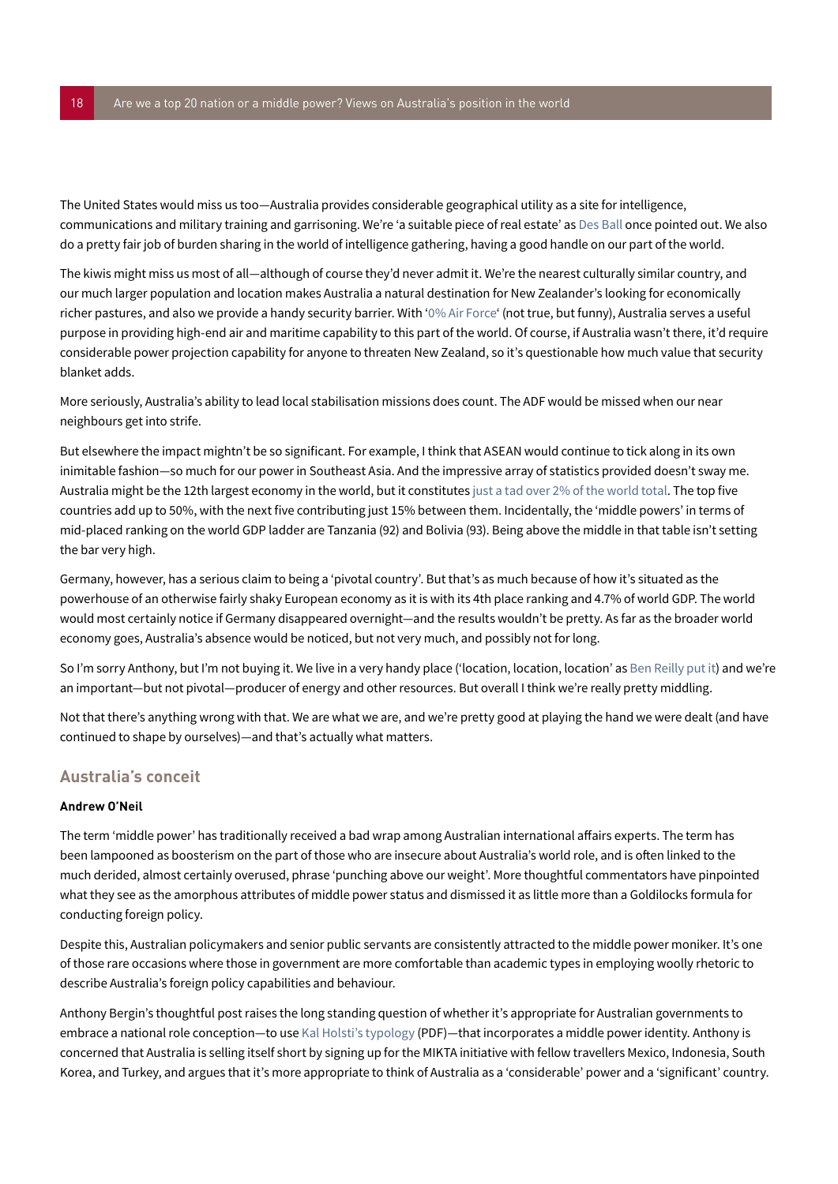The United States would miss us too—Australia provides considerable geographical utility as a site for intelligence, communications and military training and garrisoning. We're 'a suitable piece of real estate' as Des Ball once pointed out. We also do a pretty fair job of burden sharing in the world of intelligence gathering, having a good handle on our part of the world.

The kiwis might miss us most of all—although of course they'd never admit it. We're the nearest culturally similar country, and our much larger population and location makes Australia a natural destination for New Zealander's looking for economically richer pastures, and also we provide a handy security barrier. With '0% Air Force' (not true, but funny), Australia serves a useful purpose in providing high-end air and maritime capability to this part of the world. Of course, if Australia wasn't there, it'd require considerable power projection capability for anyone to threaten New Zealand, so it's questionable how much value that security blanket adds.

More seriously, Australia's ability to lead local stabilisation missions does count. The ADF would be missed when our near neighbours get into strife.

But elsewhere the impact mightn't be so significant. For example, I think that ASEAN would continue to tick along in its own inimitable fashion—so much for our power in Southeast Asia. And the impressive array of statistics provided doesn't sway me. Australia might be the 12th largest economy in the world, but it constitutes just a tad over 2% of the world total. The top five countries add up to 50%, with the next five contributing just 15% between them. Incidentally, the 'middle powers' in terms of mid-placed ranking on the world GDP ladder are Tanzania (92) and Bolivia (93). Being above the middle in that table isn't setting the bar very high.

Germany, however, has a serious claim to being a 'pivotal country'. But that's as much because of how it's situated as the powerhouse of an otherwise fairly shaky European economy as it is with its 4th place ranking and 4.7% of world GDP. The world would most certainly notice if Germany disappeared overnight—and the results wouldn't be pretty. As far as the broader world economy goes, Australia's absence would be noticed, but not very much, and possibly not for long.

So I'm sorry Anthony, but I'm not buying it. We live in a very handy place ('location, location, location' as Ben Reilly put it) and we're an important—but not pivotal—producer of energy and other resources. But overall I think we're really pretty middling.

Not that there's anything wrong with that. We are what we are, and we're pretty good at playing the hand we were dealt (and have continued to shape by ourselves)—and that's actually what matters.

## Australia's conceit

**Andrew O'Neil**

The term 'middle power' has traditionally received a bad wrap among Australian international affairs experts. The term has been lampooned as boosterism on the part of those who are insecure about Australia's world role, and is often linked to the much derided, almost certainly overused, phrase 'punching above our weight'. More thoughtful commentators have pinpointed what they see as the amorphous attributes of middle power status and dismissed it as little more than a Goldilocks formula for conducting foreign policy.

Despite this, Australian policymakers and senior public servants are consistently attracted to the middle power moniker. It's one of those rare occasions where those in government are more comfortable than academic types in employing woolly rhetoric to describe Australia's foreign policy capabilities and behaviour.

Anthony Bergin's thoughtful post raises the long standing question of whether it's appropriate for Australian governments to embrace a national role conception—to use Kal Holsti's typology (PDF)—that incorporates a middle power identity. Anthony is concerned that Australia is selling itself short by signing up for the MIKTA initiative with fellow travellers Mexico, Indonesia, South Korea, and Turkey, and argues that it's more appropriate to think of Australia as a 'considerable' power and a 'significant' country.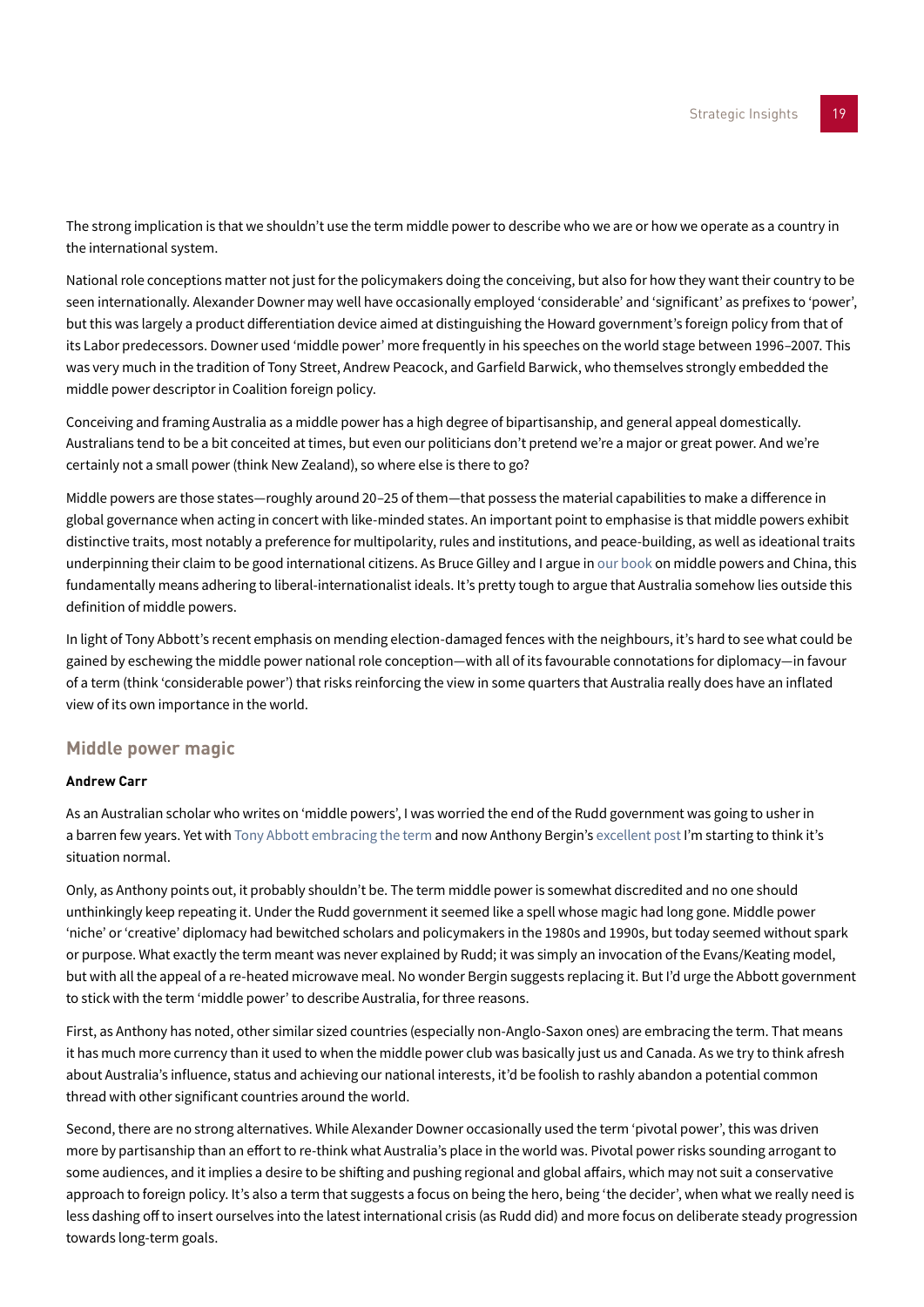The strong implication is that we shouldn't use the term middle power to describe who we are or how we operate as a country in the international system.

National role conceptions matter not just for the policymakers doing the conceiving, but also for how they want their country to be seen internationally. Alexander Downer may well have occasionally employed 'considerable' and 'significant' as prefixes to 'power', but this was largely a product differentiation device aimed at distinguishing the Howard government's foreign policy from that of its Labor predecessors. Downer used 'middle power' more frequently in his speeches on the world stage between 1996–2007. This was very much in the tradition of Tony Street, Andrew Peacock, and Garfield Barwick, who themselves strongly embedded the middle power descriptor in Coalition foreign policy.

Conceiving and framing Australia as a middle power has a high degree of bipartisanship, and general appeal domestically. Australians tend to be a bit conceited at times, but even our politicians don't pretend we're a major or great power. And we're certainly not a small power (think New Zealand), so where else is there to go?

Middle powers are those states—roughly around 20–25 of them—that possess the material capabilities to make a difference in global governance when acting in concert with like-minded states. An important point to emphasise is that middle powers exhibit distinctive traits, most notably a preference for multipolarity, rules and institutions, and peace-building, as well as ideational traits underpinning their claim to be good international citizens. As Bruce Gilley and I argue in our book on middle powers and China, this fundamentally means adhering to liberal-internationalist ideals. It's pretty tough to argue that Australia somehow lies outside this definition of middle powers.

In light of Tony Abbott's recent emphasis on mending election-damaged fences with the neighbours, it's hard to see what could be gained by eschewing the middle power national role conception—with all of its favourable connotations for diplomacy—in favour of a term (think 'considerable power') that risks reinforcing the view in some quarters that Australia really does have an inflated view of its own importance in the world.

## Middle power magic

**Andrew Carr**

As an Australian scholar who writes on 'middle powers', I was worried the end of the Rudd government was going to usher in a barren few years. Yet with Tony Abbott embracing the term and now Anthony Bergin's excellent post I'm starting to think it's situation normal.

Only, as Anthony points out, it probably shouldn't be. The term middle power is somewhat discredited and no one should unthinkingly keep repeating it. Under the Rudd government it seemed like a spell whose magic had long gone. Middle power 'niche' or 'creative' diplomacy had bewitched scholars and policymakers in the 1980s and 1990s, but today seemed without spark or purpose. What exactly the term meant was never explained by Rudd; it was simply an invocation of the Evans/Keating model, but with all the appeal of a re-heated microwave meal. No wonder Bergin suggests replacing it. But I'd urge the Abbott government to stick with the term 'middle power' to describe Australia, for three reasons.

First, as Anthony has noted, other similar sized countries (especially non-Anglo-Saxon ones) are embracing the term. That means it has much more currency than it used to when the middle power club was basically just us and Canada. As we try to think afresh about Australia's influence, status and achieving our national interests, it'd be foolish to rashly abandon a potential common thread with other significant countries around the world.

Second, there are no strong alternatives. While Alexander Downer occasionally used the term 'pivotal power', this was driven more by partisanship than an effort to re-think what Australia's place in the world was. Pivotal power risks sounding arrogant to some audiences, and it implies a desire to be shifting and pushing regional and global affairs, which may not suit a conservative approach to foreign policy. It's also a term that suggests a focus on being the hero, being 'the decider', when what we really need is less dashing off to insert ourselves into the latest international crisis (as Rudd did) and more focus on deliberate steady progression towards long-term goals.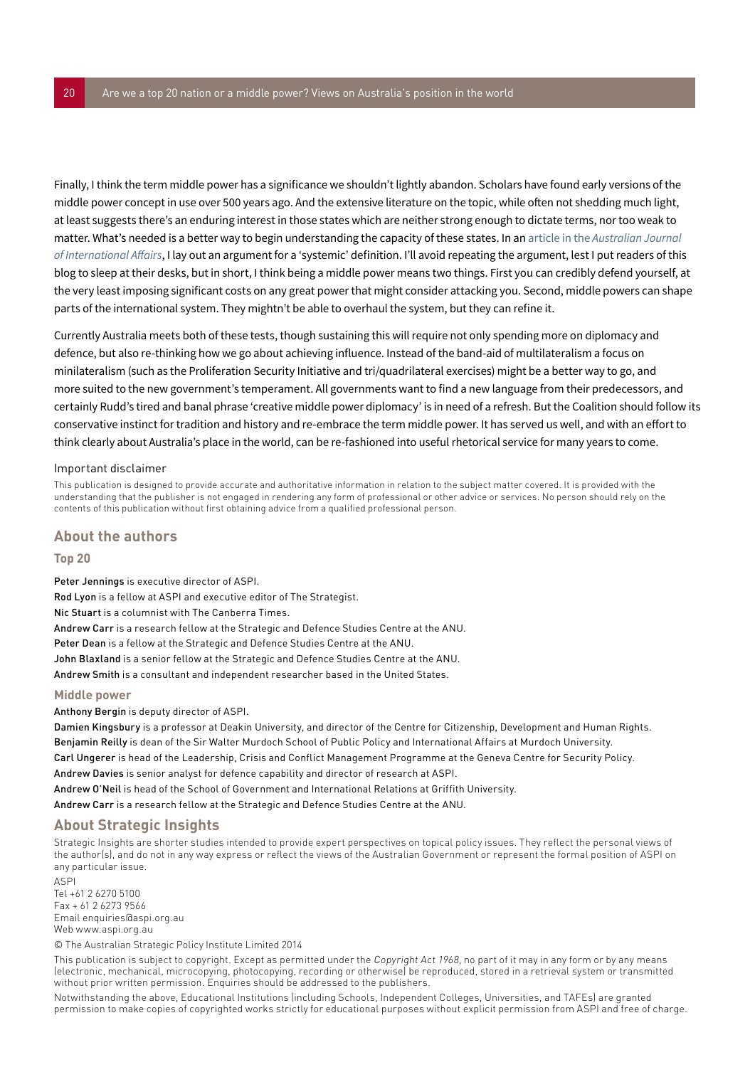Finally, I think the term middle power has a significance we shouldn't lightly abandon. Scholars have found early versions of the middle power concept in use over 500 years ago. And the extensive literature on the topic, while often not shedding much light, at least suggests there's an enduring interest in those states which are neither strong enough to dictate terms, nor too weak to matter. What's needed is a better way to begin understanding the capacity of these states. In an article in the *Australian Journal of International Affairs*, I lay out an argument for a 'systemic' definition. I'll avoid repeating the argument, lest I put readers of this blog to sleep at their desks, but in short, I think being a middle power means two things. First you can credibly defend yourself, at the very least imposing significant costs on any great power that might consider attacking you. Second, middle powers can shape parts of the international system. They mightn't be able to overhaul the system, but they can refine it.

Currently Australia meets both of these tests, though sustaining this will require not only spending more on diplomacy and defence, but also re-thinking how we go about achieving influence. Instead of the band-aid of multilateralism a focus on minilateralism (such as the Proliferation Security Initiative and tri/quadrilateral exercises) might be a better way to go, and more suited to the new government's temperament. All governments want to find a new language from their predecessors, and certainly Rudd's tired and banal phrase 'creative middle power diplomacy' is in need of a refresh. But the Coalition should follow its conservative instinct for tradition and history and re-embrace the term middle power. It has served us well, and with an effort to think clearly about Australia's place in the world, can be re-fashioned into useful rhetorical service for many years to come.

### Important disclaimer

This publication is designed to provide accurate and authoritative information in relation to the subject matter covered. It is provided with the understanding that the publisher is not engaged in rendering any form of professional or other advice or services. No person should rely on the contents of this publication without first obtaining advice from a qualified professional person.

## About the authors

### Top 20

**Peter Jennings** is executive director of ASPI.

**Rod Lyon** is a fellow at ASPI and executive editor of The Strategist.

**Nic Stuart** is a columnist with The Canberra Times.

**Andrew Carr** is a research fellow at the Strategic and Defence Studies Centre at the ANU.

**Peter Dean** is a fellow at the Strategic and Defence Studies Centre at the ANU.

**John Blaxland** is a senior fellow at the Strategic and Defence Studies Centre at the ANU.

**Andrew Smith** is a consultant and independent researcher based in the United States.

### Middle power

**Anthony Bergin** is deputy director of ASPI.

**Damien Kingsbury** is a professor at Deakin University, and director of the Centre for Citizenship, Development and Human Rights.

**Benjamin Reilly** is dean of the Sir Walter Murdoch School of Public Policy and International Affairs at Murdoch University.

**Carl Ungerer** is head of the Leadership, Crisis and Conflict Management Programme at the Geneva Centre for Security Policy.

**Andrew Davies** is senior analyst for defence capability and director of research at ASPI.

**Andrew O'Neil** is head of the School of Government and International Relations at Griffith University.

**Andrew Carr** is a research fellow at the Strategic and Defence Studies Centre at the ANU.

## About Strategic Insights

Strategic Insights are shorter studies intended to provide expert perspectives on topical policy issues. They reflect the personal views of the author(s), and do not in any way express or reflect the views of the Australian Government or represent the formal position of ASPI on any particular issue.

ASPI
Tel +61 2 6270 5100
Fax + 61 2 6273 9566
Email enquiries@aspi.org.au
Web www.aspi.org.au

© The Australian Strategic Policy Institute Limited 2014

This publication is subject to copyright. Except as permitted under the *Copyright Act 1968*, no part of it may in any form or by any means (electronic, mechanical, microcopying, photocopying, recording or otherwise) be reproduced, stored in a retrieval system or transmitted without prior written permission. Enquiries should be addressed to the publishers.

Notwithstanding the above, Educational Institutions (including Schools, Independent Colleges, Universities, and TAFEs) are granted permission to make copies of copyrighted works strictly for educational purposes without explicit permission from ASPI and free of charge.